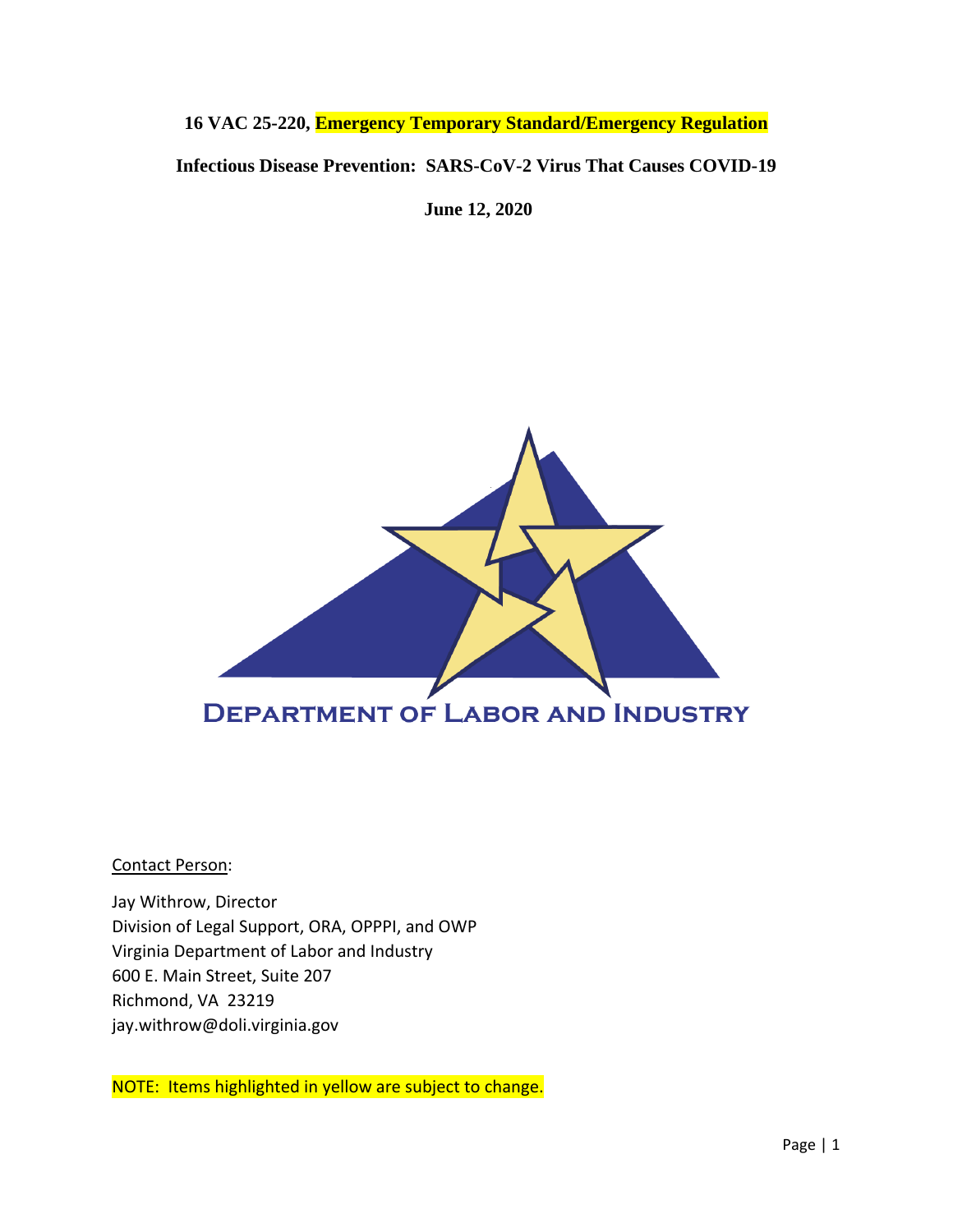**16 VAC 25-220, Emergency Temporary Standard/Emergency Regulation**

**Infectious Disease Prevention: SARS-CoV-2 Virus That Causes COVID-19**

**June 12, 2020**

Department of Labor and Industry

Contact Person:

Jay Withrow, Director
Division of Legal Support, ORA, OPPPI, and OWP
Virginia Department of Labor and Industry
600 E. Main Street, Suite 207
Richmond, VA 23219
jay.withrow@doli.virginia.gov

NOTE: Items highlighted in yellow are subject to change.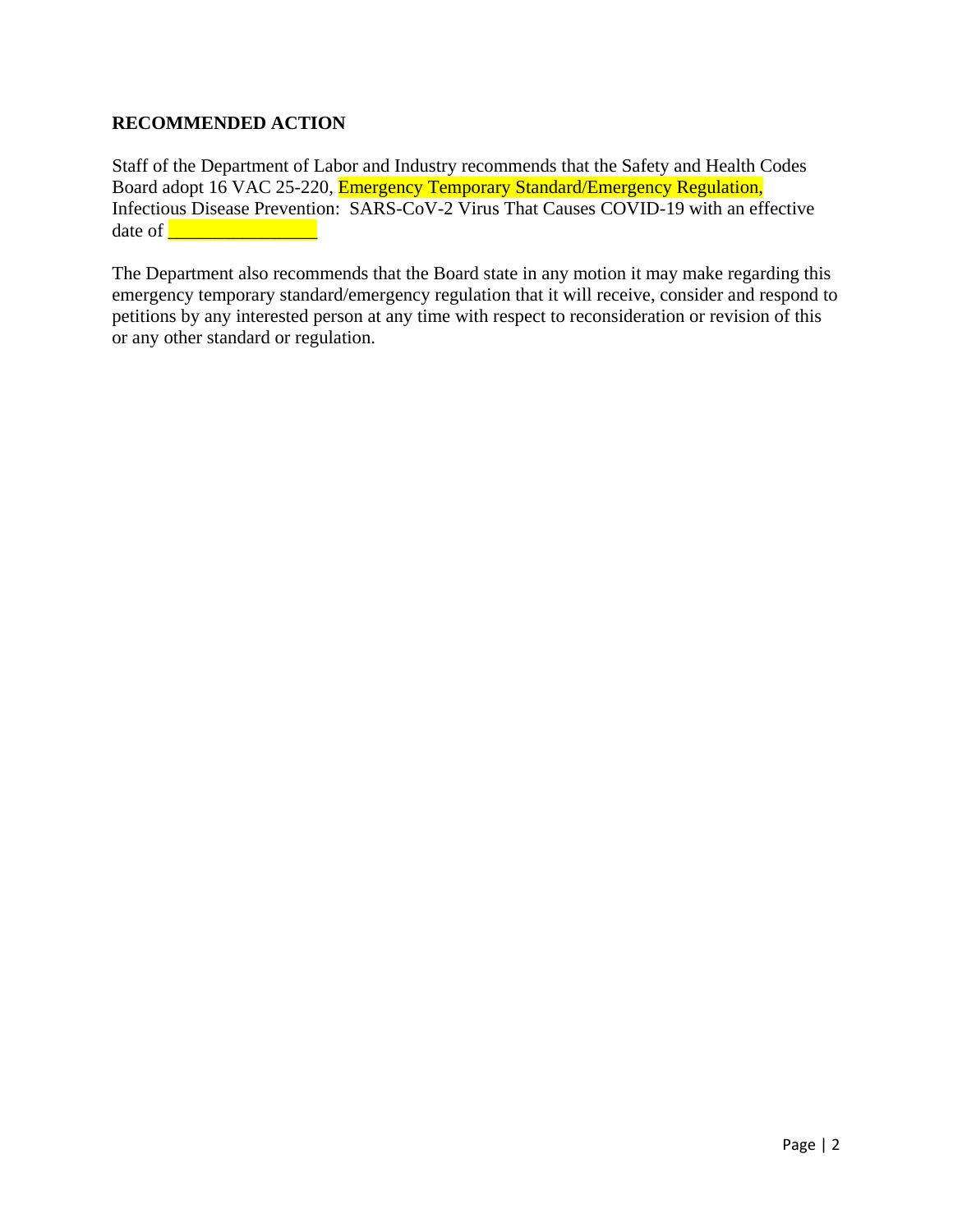**RECOMMENDED ACTION**

Staff of the Department of Labor and Industry recommends that the Safety and Health Codes Board adopt 16 VAC 25-220, Emergency Temporary Standard/Emergency Regulation, Infectious Disease Prevention: SARS-CoV-2 Virus That Causes COVID-19 with an effective date of ________________

The Department also recommends that the Board state in any motion it may make regarding this emergency temporary standard/emergency regulation that it will receive, consider and respond to petitions by any interested person at any time with respect to reconsideration or revision of this or any other standard or regulation.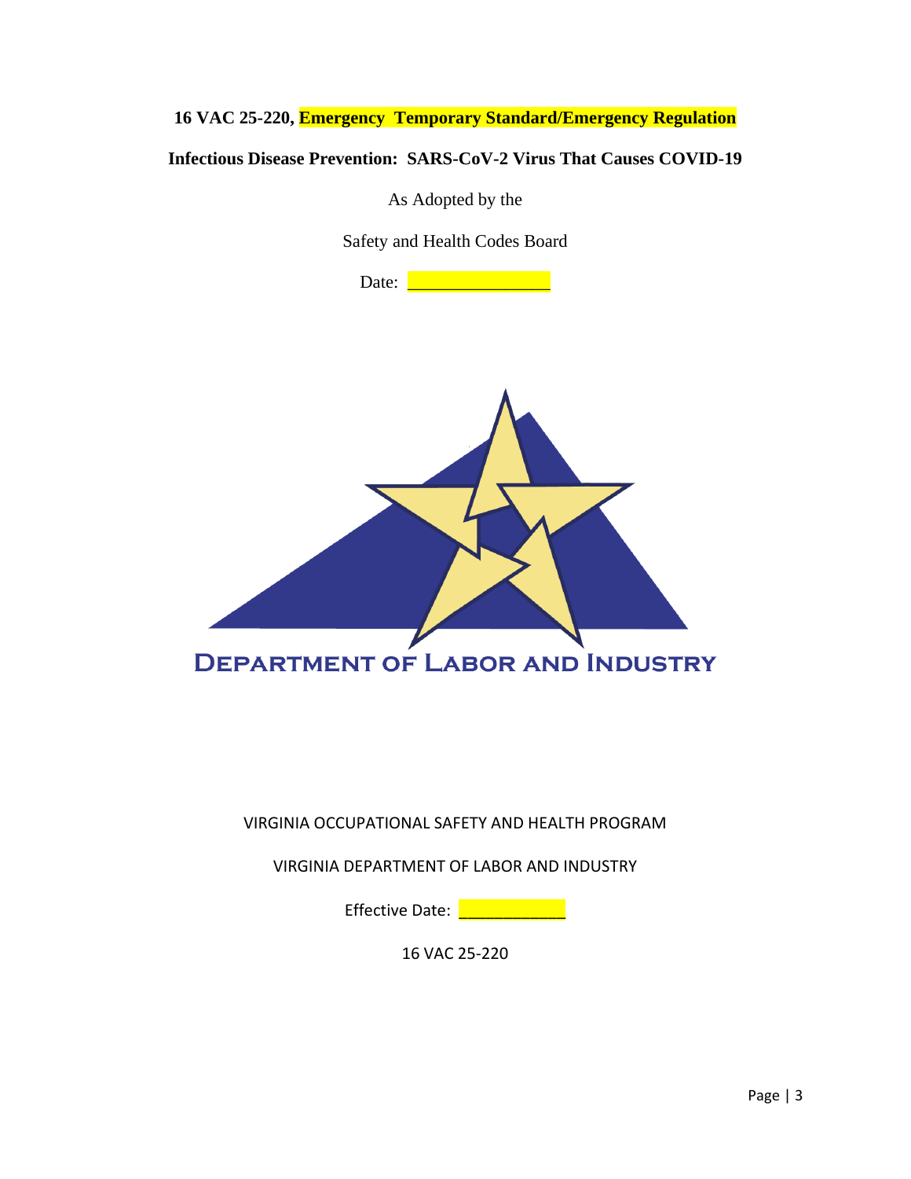**16 VAC 25-220, Emergency Temporary Standard/Emergency Regulation**

**Infectious Disease Prevention: SARS-CoV-2 Virus That Causes COVID-19**

As Adopted by the

Safety and Health Codes Board

Date: _______________

DEPARTMENT OF LABOR AND INDUSTRY

VIRGINIA OCCUPATIONAL SAFETY AND HEALTH PROGRAM

VIRGINIA DEPARTMENT OF LABOR AND INDUSTRY

Effective Date: ____________

16 VAC 25-220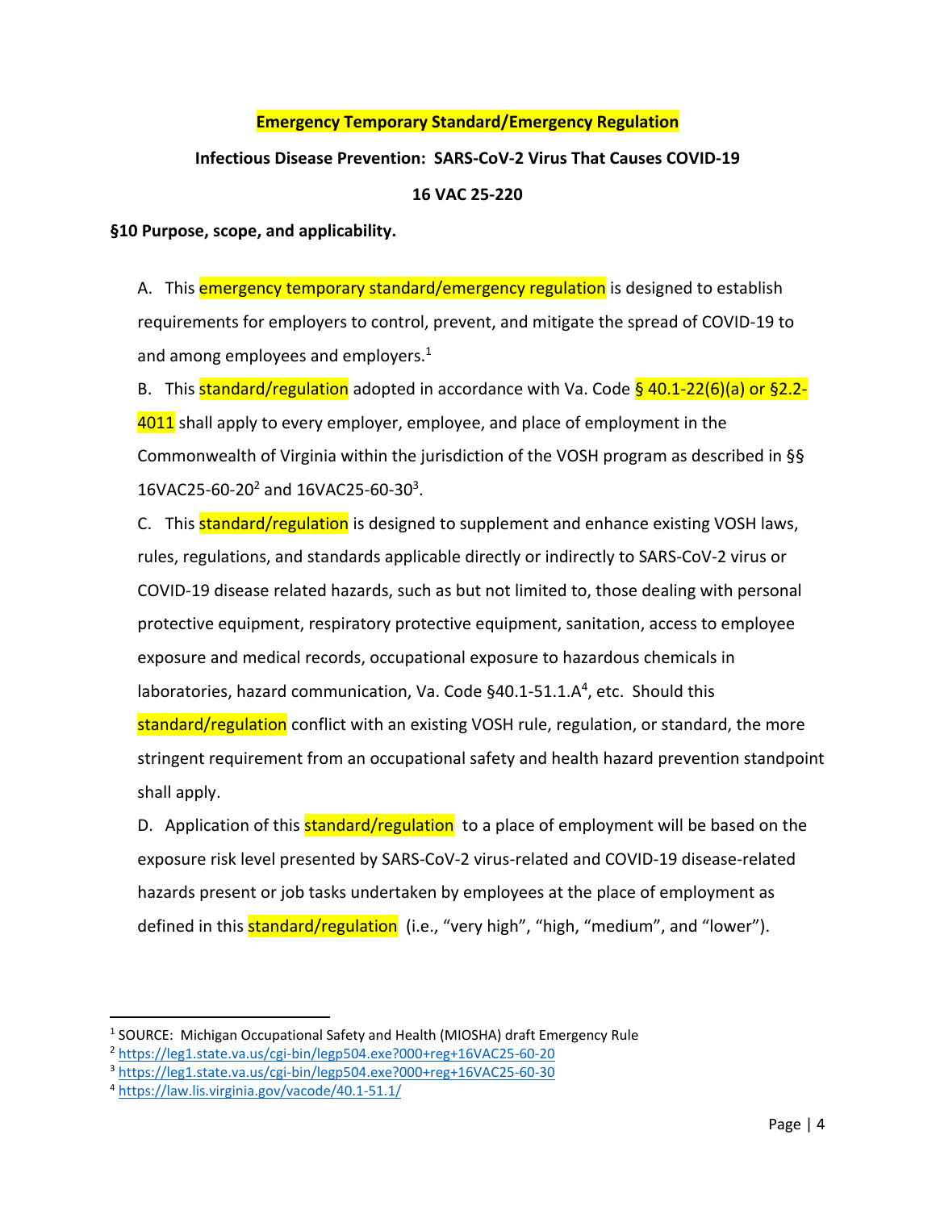**Emergency Temporary Standard/Emergency Regulation**

**Infectious Disease Prevention: SARS-CoV-2 Virus That Causes COVID-19**

**16 VAC 25-220**

**§10 Purpose, scope, and applicability.**

A. This emergency temporary standard/emergency regulation is designed to establish requirements for employers to control, prevent, and mitigate the spread of COVID-19 to and among employees and employers.[1]

B. This standard/regulation adopted in accordance with Va. Code § 40.1-22(6)(a) or §2.2-4011 shall apply to every employer, employee, and place of employment in the Commonwealth of Virginia within the jurisdiction of the VOSH program as described in §§ 16VAC25-60-20[2] and 16VAC25-60-30[3].

C. This standard/regulation is designed to supplement and enhance existing VOSH laws, rules, regulations, and standards applicable directly or indirectly to SARS-CoV-2 virus or COVID-19 disease related hazards, such as but not limited to, those dealing with personal protective equipment, respiratory protective equipment, sanitation, access to employee exposure and medical records, occupational exposure to hazardous chemicals in laboratories, hazard communication, Va. Code §40.1-51.1.A[4], etc. Should this standard/regulation conflict with an existing VOSH rule, regulation, or standard, the more stringent requirement from an occupational safety and health hazard prevention standpoint shall apply.

D. Application of this standard/regulation to a place of employment will be based on the exposure risk level presented by SARS-CoV-2 virus-related and COVID-19 disease-related hazards present or job tasks undertaken by employees at the place of employment as defined in this standard/regulation (i.e., "very high", "high, "medium", and "lower").

---

[1] SOURCE: Michigan Occupational Safety and Health (MIOSHA) draft Emergency Rule

[2] https://leg1.state.va.us/cgi-bin/legp504.exe?000+reg+16VAC25-60-20

[3] https://leg1.state.va.us/cgi-bin/legp504.exe?000+reg+16VAC25-60-30

[4] https://law.lis.virginia.gov/vacode/40.1-51.1/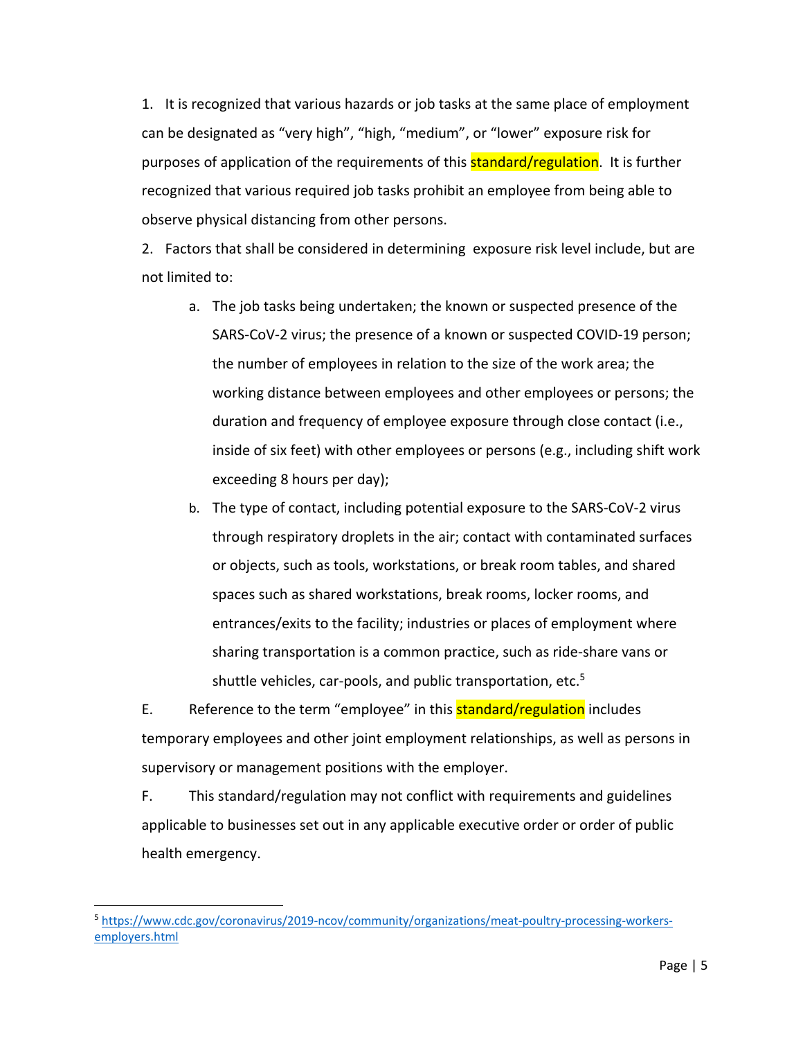1. It is recognized that various hazards or job tasks at the same place of employment can be designated as "very high", "high, "medium", or "lower" exposure risk for purposes of application of the requirements of this standard/regulation. It is further recognized that various required job tasks prohibit an employee from being able to observe physical distancing from other persons.

2. Factors that shall be considered in determining exposure risk level include, but are not limited to:

   a. The job tasks being undertaken; the known or suspected presence of the SARS-CoV-2 virus; the presence of a known or suspected COVID-19 person; the number of employees in relation to the size of the work area; the working distance between employees and other employees or persons; the duration and frequency of employee exposure through close contact (i.e., inside of six feet) with other employees or persons (e.g., including shift work exceeding 8 hours per day);

   b. The type of contact, including potential exposure to the SARS-CoV-2 virus through respiratory droplets in the air; contact with contaminated surfaces or objects, such as tools, workstations, or break room tables, and shared spaces such as shared workstations, break rooms, locker rooms, and entrances/exits to the facility; industries or places of employment where sharing transportation is a common practice, such as ride-share vans or shuttle vehicles, car-pools, and public transportation, etc.[5]

E. Reference to the term "employee" in this standard/regulation includes temporary employees and other joint employment relationships, as well as persons in supervisory or management positions with the employer.

F. This standard/regulation may not conflict with requirements and guidelines applicable to businesses set out in any applicable executive order or order of public health emergency.

---

[5] https://www.cdc.gov/coronavirus/2019-ncov/community/organizations/meat-poultry-processing-workers-employers.html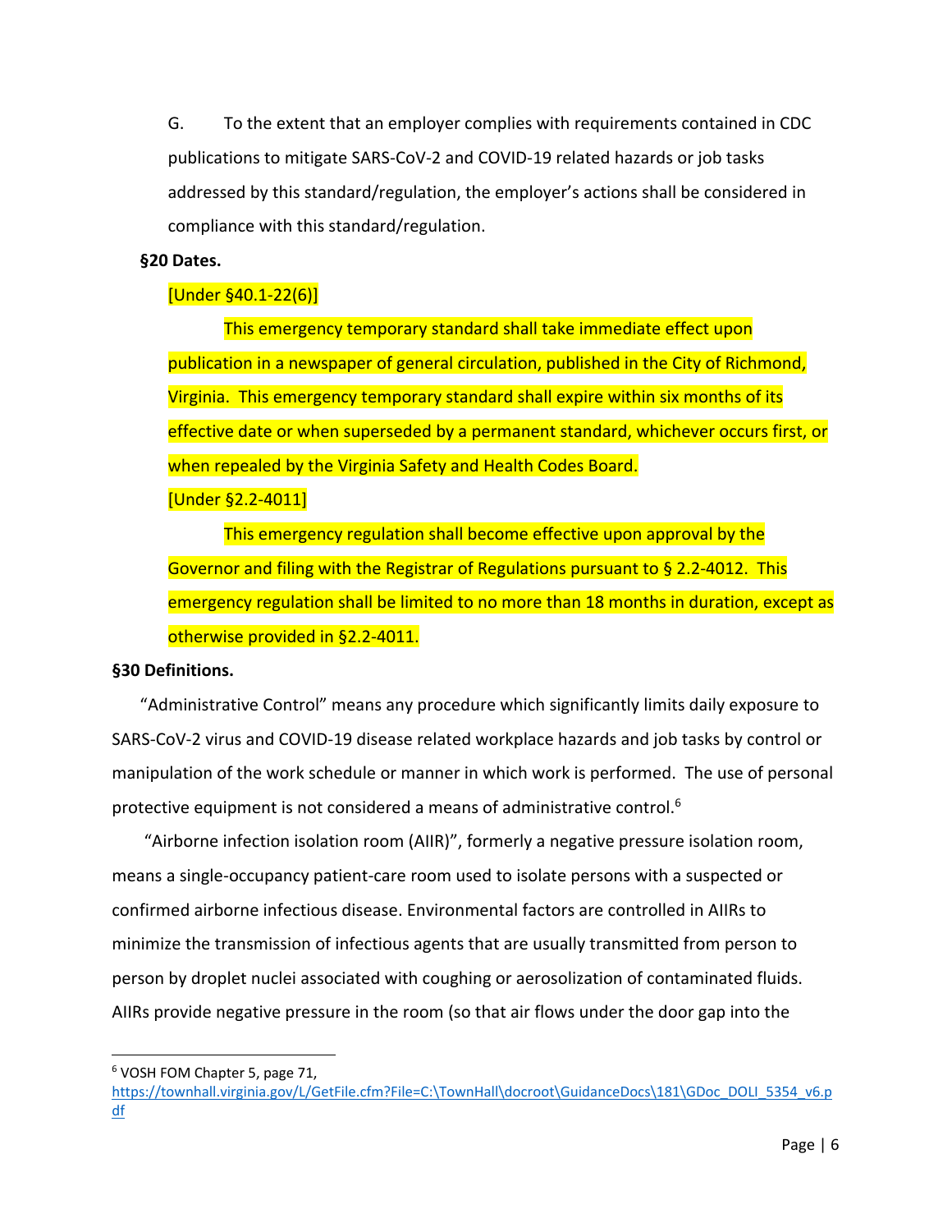G. To the extent that an employer complies with requirements contained in CDC publications to mitigate SARS-CoV-2 and COVID-19 related hazards or job tasks addressed by this standard/regulation, the employer's actions shall be considered in compliance with this standard/regulation.

**§20 Dates.**

[Under §40.1-22(6)]

This emergency temporary standard shall take immediate effect upon publication in a newspaper of general circulation, published in the City of Richmond, Virginia. This emergency temporary standard shall expire within six months of its effective date or when superseded by a permanent standard, whichever occurs first, or when repealed by the Virginia Safety and Health Codes Board.

[Under §2.2-4011]

This emergency regulation shall become effective upon approval by the Governor and filing with the Registrar of Regulations pursuant to § 2.2-4012. This emergency regulation shall be limited to no more than 18 months in duration, except as otherwise provided in §2.2-4011.

**§30 Definitions.**

"Administrative Control" means any procedure which significantly limits daily exposure to SARS-CoV-2 virus and COVID-19 disease related workplace hazards and job tasks by control or manipulation of the work schedule or manner in which work is performed. The use of personal protective equipment is not considered a means of administrative control.[6]

"Airborne infection isolation room (AIIR)", formerly a negative pressure isolation room, means a single-occupancy patient-care room used to isolate persons with a suspected or confirmed airborne infectious disease. Environmental factors are controlled in AIIRs to minimize the transmission of infectious agents that are usually transmitted from person to person by droplet nuclei associated with coughing or aerosolization of contaminated fluids. AIIRs provide negative pressure in the room (so that air flows under the door gap into the

[6] VOSH FOM Chapter 5, page 71, https://townhall.virginia.gov/L/GetFile.cfm?File=C:\TownHall\docroot\GuidanceDocs\181\GDoc_DOLI_5354_v6.pdf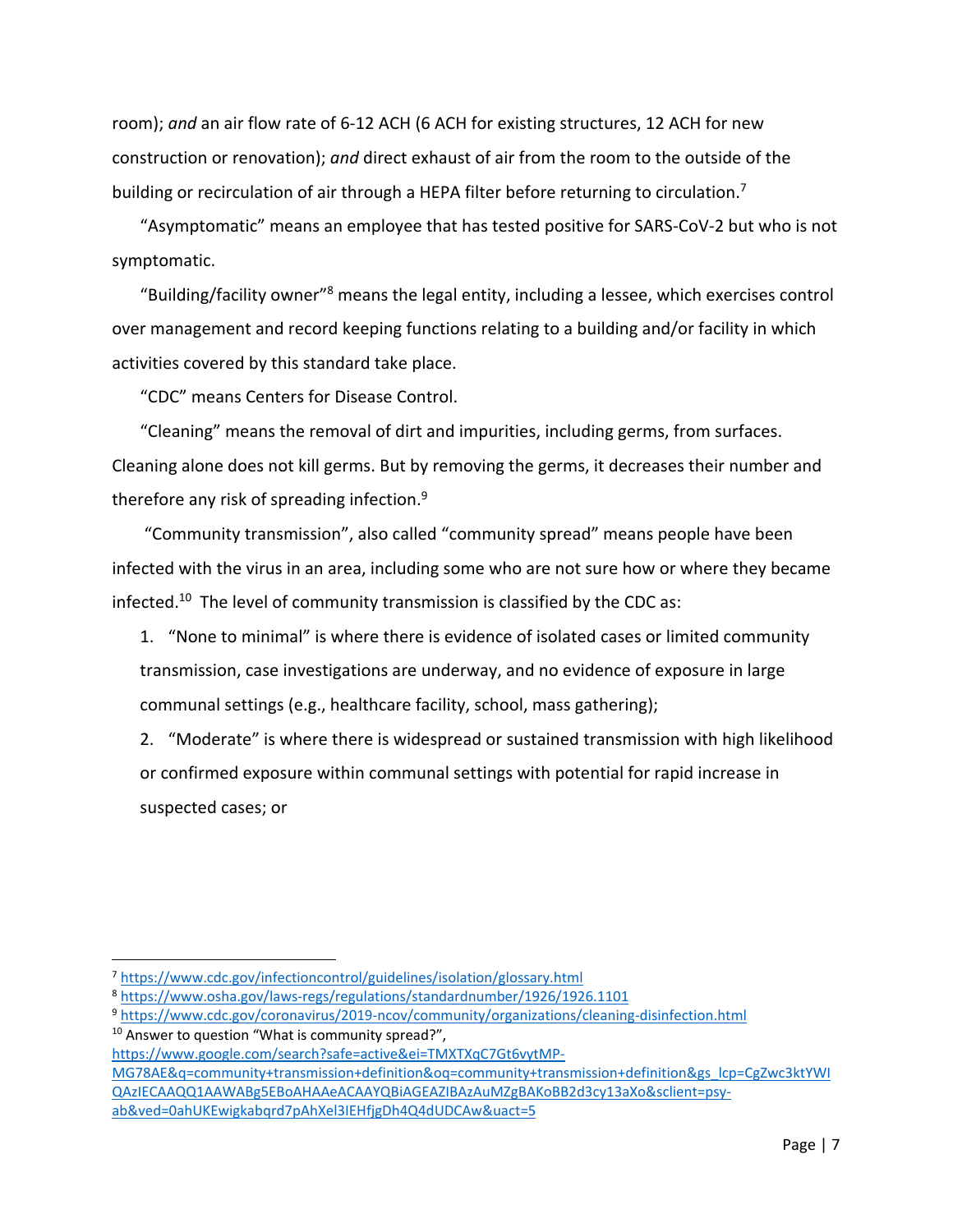room); *and* an air flow rate of 6-12 ACH (6 ACH for existing structures, 12 ACH for new construction or renovation); *and* direct exhaust of air from the room to the outside of the building or recirculation of air through a HEPA filter before returning to circulation.[7]

"Asymptomatic" means an employee that has tested positive for SARS-CoV-2 but who is not symptomatic.

"Building/facility owner"[8] means the legal entity, including a lessee, which exercises control over management and record keeping functions relating to a building and/or facility in which activities covered by this standard take place.

"CDC" means Centers for Disease Control.

"Cleaning" means the removal of dirt and impurities, including germs, from surfaces. Cleaning alone does not kill germs. But by removing the germs, it decreases their number and therefore any risk of spreading infection.[9]

"Community transmission", also called "community spread" means people have been infected with the virus in an area, including some who are not sure how or where they became infected.[10] The level of community transmission is classified by the CDC as:

1. "None to minimal" is where there is evidence of isolated cases or limited community transmission, case investigations are underway, and no evidence of exposure in large communal settings (e.g., healthcare facility, school, mass gathering);
2. "Moderate" is where there is widespread or sustained transmission with high likelihood or confirmed exposure within communal settings with potential for rapid increase in suspected cases; or

---

[7] https://www.cdc.gov/infectioncontrol/guidelines/isolation/glossary.html

[8] https://www.osha.gov/laws-regs/regulations/standardnumber/1926/1926.1101

[9] https://www.cdc.gov/coronavirus/2019-ncov/community/organizations/cleaning-disinfection.html

[10] Answer to question "What is community spread?", https://www.google.com/search?safe=active&ei=TMXTXqC7Gt6vytMP-MG78AE&q=community+transmission+definition&oq=community+transmission+definition&gs_lcp=CgZwc3ktYWIQAzIECAAQQ1AAWABg5EBoAHAAeACAAYQBiAGEAZIBAzAuMZgBAKoBB2d3cy13aXo&sclient=psy-ab&ved=0ahUKEwigkabqrd7pAhXel3IEHfjgDh4Q4dUDCAw&uact=5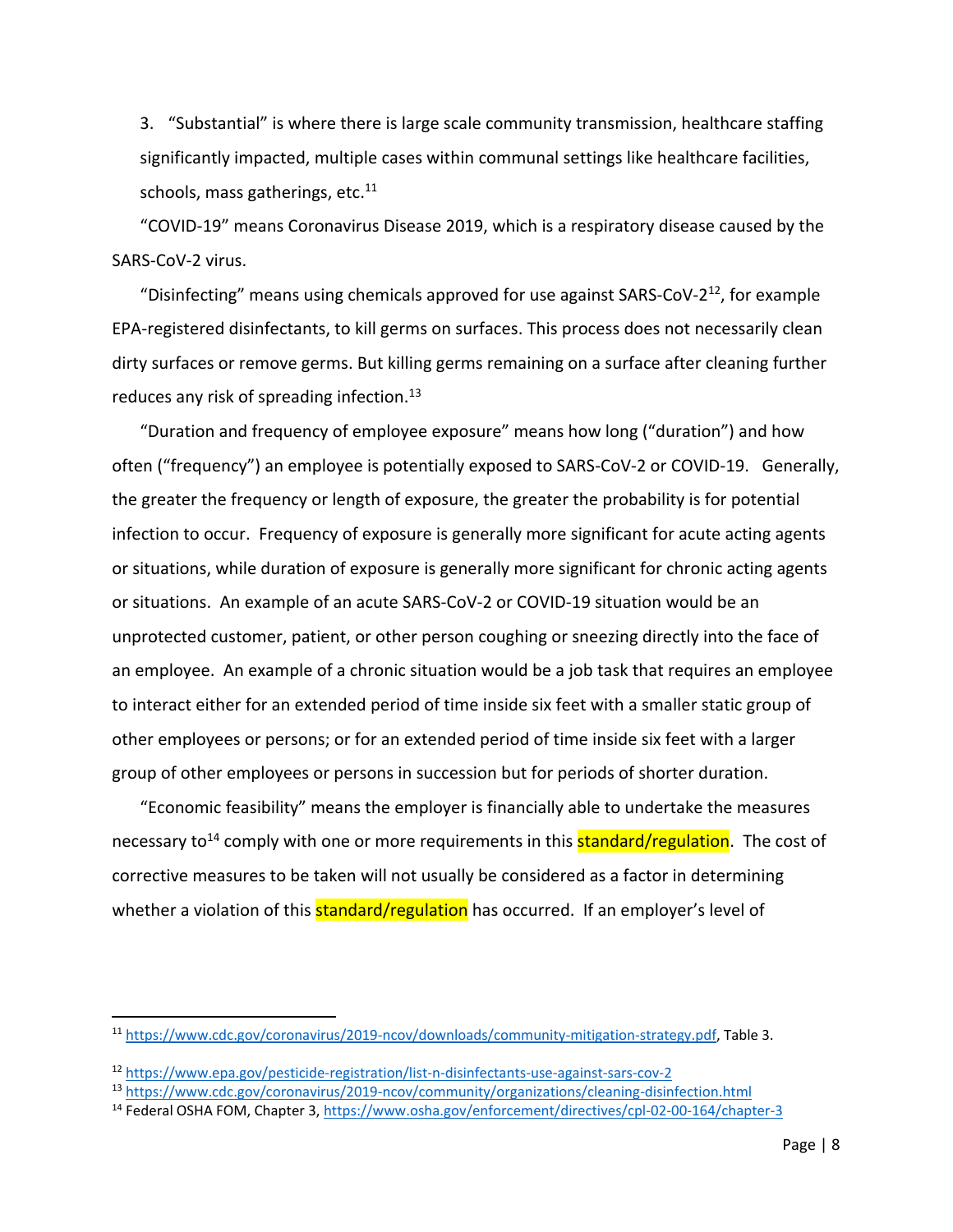3. "Substantial" is where there is large scale community transmission, healthcare staffing significantly impacted, multiple cases within communal settings like healthcare facilities, schools, mass gatherings, etc.[11]

"COVID-19" means Coronavirus Disease 2019, which is a respiratory disease caused by the SARS-CoV-2 virus.

"Disinfecting" means using chemicals approved for use against SARS-CoV-2[12], for example EPA-registered disinfectants, to kill germs on surfaces. This process does not necessarily clean dirty surfaces or remove germs. But killing germs remaining on a surface after cleaning further reduces any risk of spreading infection.[13]

"Duration and frequency of employee exposure" means how long ("duration") and how often ("frequency") an employee is potentially exposed to SARS-CoV-2 or COVID-19. Generally, the greater the frequency or length of exposure, the greater the probability is for potential infection to occur. Frequency of exposure is generally more significant for acute acting agents or situations, while duration of exposure is generally more significant for chronic acting agents or situations. An example of an acute SARS-CoV-2 or COVID-19 situation would be an unprotected customer, patient, or other person coughing or sneezing directly into the face of an employee. An example of a chronic situation would be a job task that requires an employee to interact either for an extended period of time inside six feet with a smaller static group of other employees or persons; or for an extended period of time inside six feet with a larger group of other employees or persons in succession but for periods of shorter duration.

"Economic feasibility" means the employer is financially able to undertake the measures necessary to[14] comply with one or more requirements in this standard/regulation. The cost of corrective measures to be taken will not usually be considered as a factor in determining whether a violation of this standard/regulation has occurred. If an employer's level of

---

[11] https://www.cdc.gov/coronavirus/2019-ncov/downloads/community-mitigation-strategy.pdf, Table 3.

[12] https://www.epa.gov/pesticide-registration/list-n-disinfectants-use-against-sars-cov-2

[13] https://www.cdc.gov/coronavirus/2019-ncov/community/organizations/cleaning-disinfection.html

[14] Federal OSHA FOM, Chapter 3, https://www.osha.gov/enforcement/directives/cpl-02-00-164/chapter-3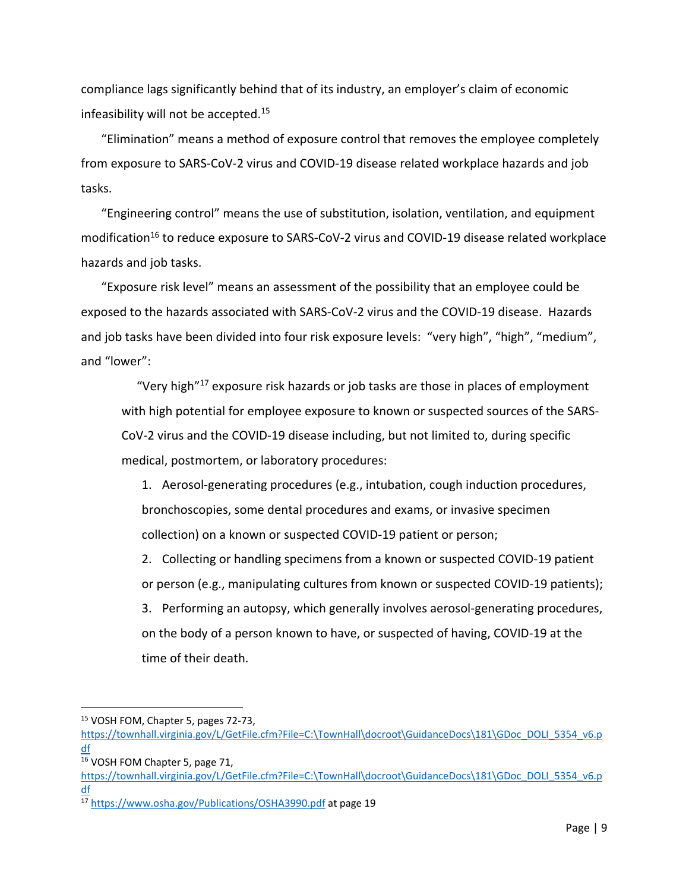compliance lags significantly behind that of its industry, an employer's claim of economic infeasibility will not be accepted.[15]

"Elimination" means a method of exposure control that removes the employee completely from exposure to SARS-CoV-2 virus and COVID-19 disease related workplace hazards and job tasks.

"Engineering control" means the use of substitution, isolation, ventilation, and equipment modification[16] to reduce exposure to SARS-CoV-2 virus and COVID-19 disease related workplace hazards and job tasks.

"Exposure risk level" means an assessment of the possibility that an employee could be exposed to the hazards associated with SARS-CoV-2 virus and the COVID-19 disease. Hazards and job tasks have been divided into four risk exposure levels: "very high", "high", "medium", and "lower":

> "Very high"[17] exposure risk hazards or job tasks are those in places of employment with high potential for employee exposure to known or suspected sources of the SARS-CoV-2 virus and the COVID-19 disease including, but not limited to, during specific medical, postmortem, or laboratory procedures:
>
> 1. Aerosol-generating procedures (e.g., intubation, cough induction procedures, bronchoscopies, some dental procedures and exams, or invasive specimen collection) on a known or suspected COVID-19 patient or person;
> 2. Collecting or handling specimens from a known or suspected COVID-19 patient or person (e.g., manipulating cultures from known or suspected COVID-19 patients);
> 3. Performing an autopsy, which generally involves aerosol-generating procedures, on the body of a person known to have, or suspected of having, COVID-19 at the time of their death.

---

[15] VOSH FOM, Chapter 5, pages 72-73, https://townhall.virginia.gov/L/GetFile.cfm?File=C:\TownHall\docroot\GuidanceDocs\181\GDoc_DOLI_5354_v6.pdf

[16] VOSH FOM Chapter 5, page 71, https://townhall.virginia.gov/L/GetFile.cfm?File=C:\TownHall\docroot\GuidanceDocs\181\GDoc_DOLI_5354_v6.pdf

[17] https://www.osha.gov/Publications/OSHA3990.pdf at page 19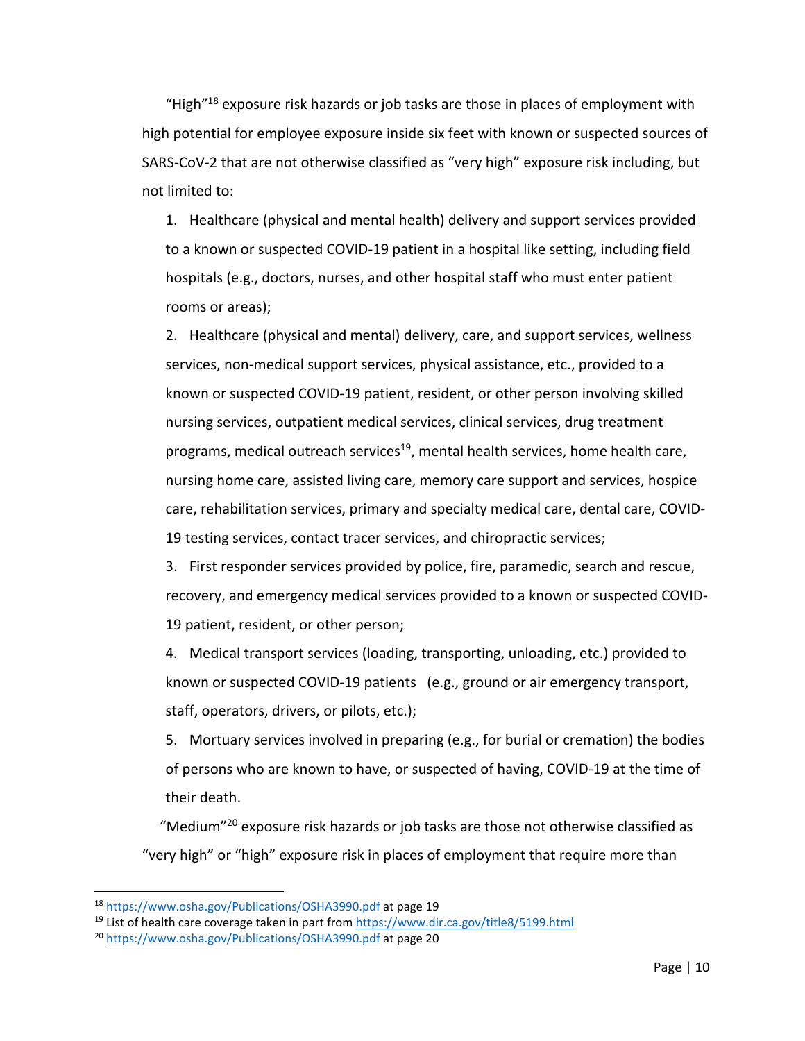"High"[18] exposure risk hazards or job tasks are those in places of employment with high potential for employee exposure inside six feet with known or suspected sources of SARS-CoV-2 that are not otherwise classified as "very high" exposure risk including, but not limited to:

1. Healthcare (physical and mental health) delivery and support services provided to a known or suspected COVID-19 patient in a hospital like setting, including field hospitals (e.g., doctors, nurses, and other hospital staff who must enter patient rooms or areas);
2. Healthcare (physical and mental) delivery, care, and support services, wellness services, non-medical support services, physical assistance, etc., provided to a known or suspected COVID-19 patient, resident, or other person involving skilled nursing services, outpatient medical services, clinical services, drug treatment programs, medical outreach services[19], mental health services, home health care, nursing home care, assisted living care, memory care support and services, hospice care, rehabilitation services, primary and specialty medical care, dental care, COVID-19 testing services, contact tracer services, and chiropractic services;
3. First responder services provided by police, fire, paramedic, search and rescue, recovery, and emergency medical services provided to a known or suspected COVID-19 patient, resident, or other person;
4. Medical transport services (loading, transporting, unloading, etc.) provided to known or suspected COVID-19 patients (e.g., ground or air emergency transport, staff, operators, drivers, or pilots, etc.);
5. Mortuary services involved in preparing (e.g., for burial or cremation) the bodies of persons who are known to have, or suspected of having, COVID-19 at the time of their death.

"Medium"[20] exposure risk hazards or job tasks are those not otherwise classified as "very high" or "high" exposure risk in places of employment that require more than

---

[18] https://www.osha.gov/Publications/OSHA3990.pdf at page 19

[19] List of health care coverage taken in part from https://www.dir.ca.gov/title8/5199.html

[20] https://www.osha.gov/Publications/OSHA3990.pdf at page 20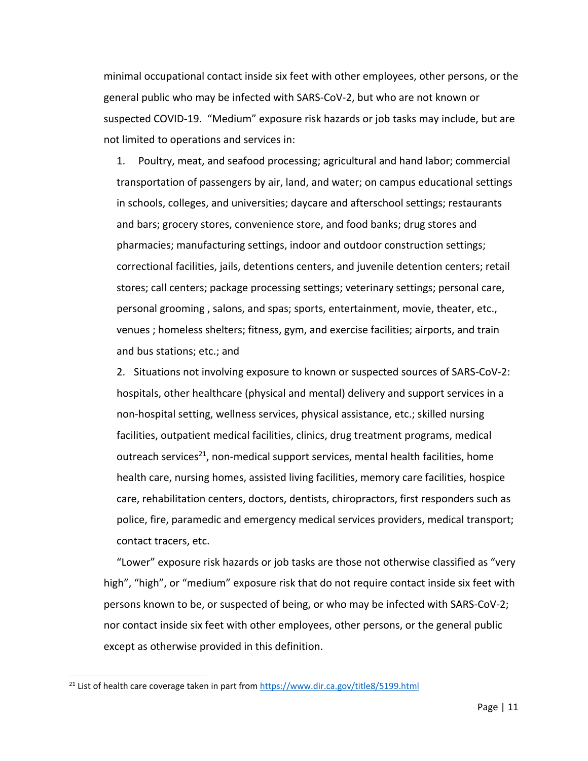minimal occupational contact inside six feet with other employees, other persons, or the general public who may be infected with SARS-CoV-2, but who are not known or suspected COVID-19. "Medium" exposure risk hazards or job tasks may include, but are not limited to operations and services in:

1. Poultry, meat, and seafood processing; agricultural and hand labor; commercial transportation of passengers by air, land, and water; on campus educational settings in schools, colleges, and universities; daycare and afterschool settings; restaurants and bars; grocery stores, convenience store, and food banks; drug stores and pharmacies; manufacturing settings, indoor and outdoor construction settings; correctional facilities, jails, detentions centers, and juvenile detention centers; retail stores; call centers; package processing settings; veterinary settings; personal care, personal grooming , salons, and spas; sports, entertainment, movie, theater, etc., venues ; homeless shelters; fitness, gym, and exercise facilities; airports, and train and bus stations; etc.; and
2. Situations not involving exposure to known or suspected sources of SARS-CoV-2: hospitals, other healthcare (physical and mental) delivery and support services in a non-hospital setting, wellness services, physical assistance, etc.; skilled nursing facilities, outpatient medical facilities, clinics, drug treatment programs, medical outreach services[21], non-medical support services, mental health facilities, home health care, nursing homes, assisted living facilities, memory care facilities, hospice care, rehabilitation centers, doctors, dentists, chiropractors, first responders such as police, fire, paramedic and emergency medical services providers, medical transport; contact tracers, etc.

"Lower" exposure risk hazards or job tasks are those not otherwise classified as "very high", "high", or "medium" exposure risk that do not require contact inside six feet with persons known to be, or suspected of being, or who may be infected with SARS-CoV-2; nor contact inside six feet with other employees, other persons, or the general public except as otherwise provided in this definition.

[21] List of health care coverage taken in part from https://www.dir.ca.gov/title8/5199.html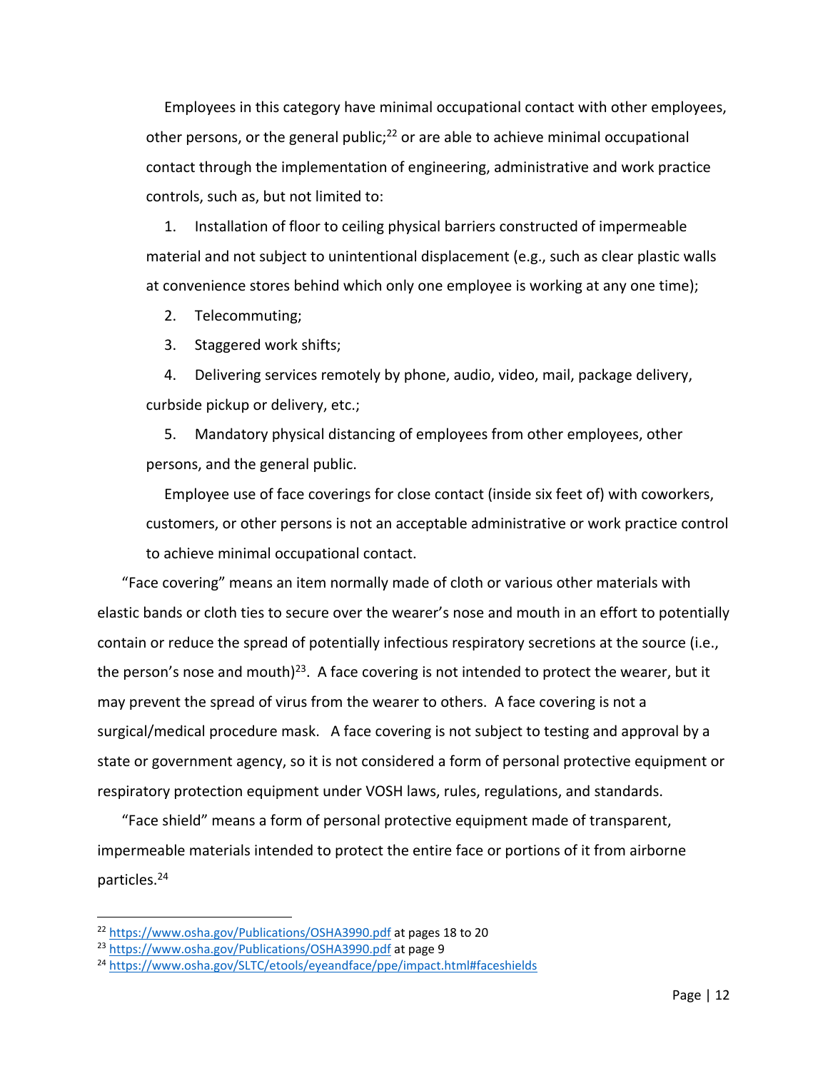Employees in this category have minimal occupational contact with other employees, other persons, or the general public;[22] or are able to achieve minimal occupational contact through the implementation of engineering, administrative and work practice controls, such as, but not limited to:

1. Installation of floor to ceiling physical barriers constructed of impermeable material and not subject to unintentional displacement (e.g., such as clear plastic walls at convenience stores behind which only one employee is working at any one time);
2. Telecommuting;
3. Staggered work shifts;
4. Delivering services remotely by phone, audio, video, mail, package delivery, curbside pickup or delivery, etc.;
5. Mandatory physical distancing of employees from other employees, other persons, and the general public.

Employee use of face coverings for close contact (inside six feet of) with coworkers, customers, or other persons is not an acceptable administrative or work practice control to achieve minimal occupational contact.

"Face covering" means an item normally made of cloth or various other materials with elastic bands or cloth ties to secure over the wearer's nose and mouth in an effort to potentially contain or reduce the spread of potentially infectious respiratory secretions at the source (i.e., the person's nose and mouth)[23]. A face covering is not intended to protect the wearer, but it may prevent the spread of virus from the wearer to others. A face covering is not a surgical/medical procedure mask. A face covering is not subject to testing and approval by a state or government agency, so it is not considered a form of personal protective equipment or respiratory protection equipment under VOSH laws, rules, regulations, and standards.

"Face shield" means a form of personal protective equipment made of transparent, impermeable materials intended to protect the entire face or portions of it from airborne particles.[24]

---

[22] https://www.osha.gov/Publications/OSHA3990.pdf at pages 18 to 20

[23] https://www.osha.gov/Publications/OSHA3990.pdf at page 9

[24] https://www.osha.gov/SLTC/etools/eyeandface/ppe/impact.html#faceshields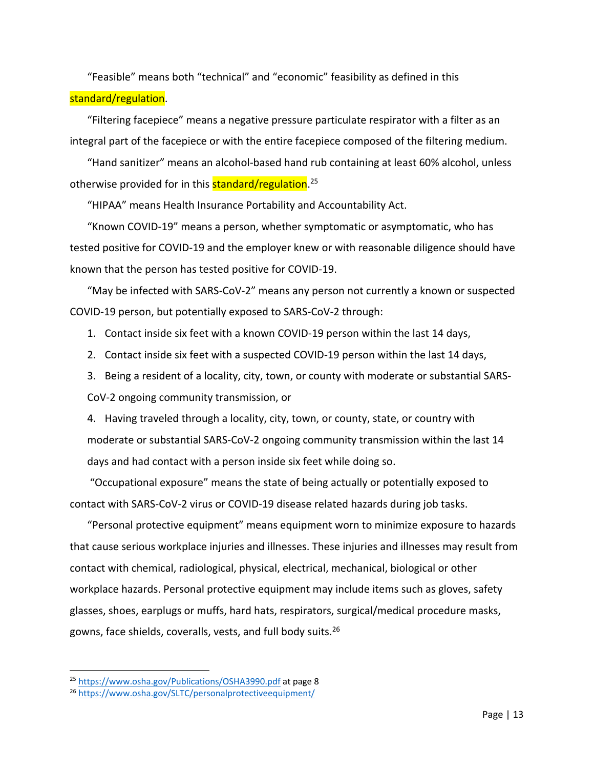"Feasible" means both "technical" and "economic" feasibility as defined in this standard/regulation.

"Filtering facepiece" means a negative pressure particulate respirator with a filter as an integral part of the facepiece or with the entire facepiece composed of the filtering medium.

"Hand sanitizer" means an alcohol-based hand rub containing at least 60% alcohol, unless otherwise provided for in this standard/regulation.[25]

"HIPAA" means Health Insurance Portability and Accountability Act.

"Known COVID-19" means a person, whether symptomatic or asymptomatic, who has tested positive for COVID-19 and the employer knew or with reasonable diligence should have known that the person has tested positive for COVID-19.

"May be infected with SARS-CoV-2" means any person not currently a known or suspected COVID-19 person, but potentially exposed to SARS-CoV-2 through:

1. Contact inside six feet with a known COVID-19 person within the last 14 days,
2. Contact inside six feet with a suspected COVID-19 person within the last 14 days,
3. Being a resident of a locality, city, town, or county with moderate or substantial SARS-CoV-2 ongoing community transmission, or
4. Having traveled through a locality, city, town, or county, state, or country with moderate or substantial SARS-CoV-2 ongoing community transmission within the last 14 days and had contact with a person inside six feet while doing so.

"Occupational exposure" means the state of being actually or potentially exposed to contact with SARS-CoV-2 virus or COVID-19 disease related hazards during job tasks.

"Personal protective equipment" means equipment worn to minimize exposure to hazards that cause serious workplace injuries and illnesses. These injuries and illnesses may result from contact with chemical, radiological, physical, electrical, mechanical, biological or other workplace hazards. Personal protective equipment may include items such as gloves, safety glasses, shoes, earplugs or muffs, hard hats, respirators, surgical/medical procedure masks, gowns, face shields, coveralls, vests, and full body suits.[26]

---

[25] https://www.osha.gov/Publications/OSHA3990.pdf at page 8

[26] https://www.osha.gov/SLTC/personalprotectiveequipment/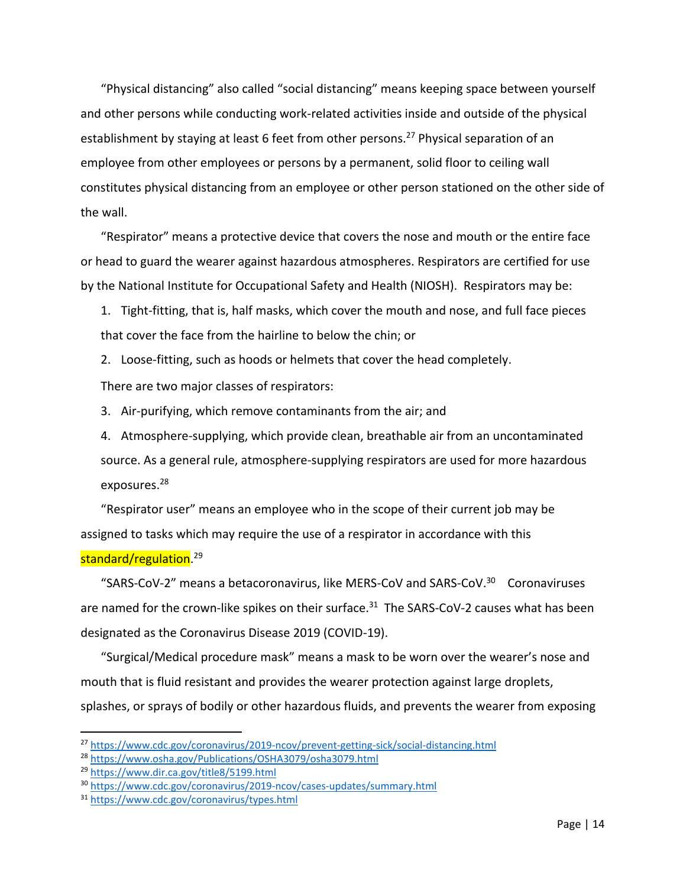"Physical distancing" also called "social distancing" means keeping space between yourself and other persons while conducting work-related activities inside and outside of the physical establishment by staying at least 6 feet from other persons.[27] Physical separation of an employee from other employees or persons by a permanent, solid floor to ceiling wall constitutes physical distancing from an employee or other person stationed on the other side of the wall.

"Respirator" means a protective device that covers the nose and mouth or the entire face or head to guard the wearer against hazardous atmospheres. Respirators are certified for use by the National Institute for Occupational Safety and Health (NIOSH). Respirators may be:

1. Tight-fitting, that is, half masks, which cover the mouth and nose, and full face pieces that cover the face from the hairline to below the chin; or
2. Loose-fitting, such as hoods or helmets that cover the head completely.

There are two major classes of respirators:

3. Air-purifying, which remove contaminants from the air; and
4. Atmosphere-supplying, which provide clean, breathable air from an uncontaminated source. As a general rule, atmosphere-supplying respirators are used for more hazardous exposures.[28]

"Respirator user" means an employee who in the scope of their current job may be assigned to tasks which may require the use of a respirator in accordance with this standard/regulation.[29]

"SARS-CoV-2" means a betacoronavirus, like MERS-CoV and SARS-CoV.[30] Coronaviruses are named for the crown-like spikes on their surface.[31] The SARS-CoV-2 causes what has been designated as the Coronavirus Disease 2019 (COVID-19).

"Surgical/Medical procedure mask" means a mask to be worn over the wearer's nose and mouth that is fluid resistant and provides the wearer protection against large droplets, splashes, or sprays of bodily or other hazardous fluids, and prevents the wearer from exposing

---

[27] https://www.cdc.gov/coronavirus/2019-ncov/prevent-getting-sick/social-distancing.html
[28] https://www.osha.gov/Publications/OSHA3079/osha3079.html
[29] https://www.dir.ca.gov/title8/5199.html
[30] https://www.cdc.gov/coronavirus/2019-ncov/cases-updates/summary.html
[31] https://www.cdc.gov/coronavirus/types.html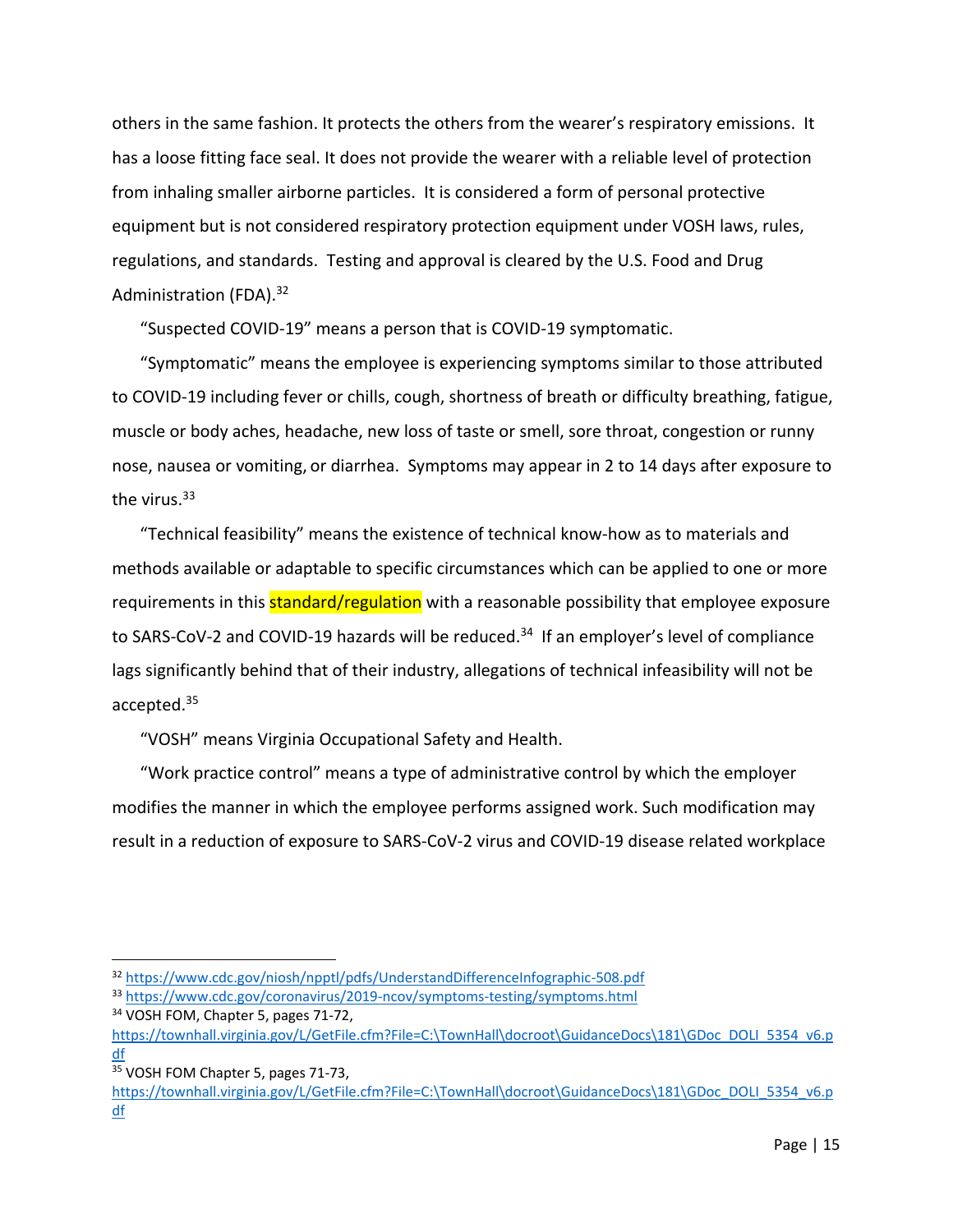others in the same fashion. It protects the others from the wearer's respiratory emissions. It has a loose fitting face seal. It does not provide the wearer with a reliable level of protection from inhaling smaller airborne particles. It is considered a form of personal protective equipment but is not considered respiratory protection equipment under VOSH laws, rules, regulations, and standards. Testing and approval is cleared by the U.S. Food and Drug Administration (FDA).[32]

"Suspected COVID-19" means a person that is COVID-19 symptomatic.

"Symptomatic" means the employee is experiencing symptoms similar to those attributed to COVID-19 including fever or chills, cough, shortness of breath or difficulty breathing, fatigue, muscle or body aches, headache, new loss of taste or smell, sore throat, congestion or runny nose, nausea or vomiting, or diarrhea. Symptoms may appear in 2 to 14 days after exposure to the virus.[33]

"Technical feasibility" means the existence of technical know-how as to materials and methods available or adaptable to specific circumstances which can be applied to one or more requirements in this standard/regulation with a reasonable possibility that employee exposure to SARS-CoV-2 and COVID-19 hazards will be reduced.[34] If an employer's level of compliance lags significantly behind that of their industry, allegations of technical infeasibility will not be accepted.[35]

"VOSH" means Virginia Occupational Safety and Health.

"Work practice control" means a type of administrative control by which the employer modifies the manner in which the employee performs assigned work. Such modification may result in a reduction of exposure to SARS-CoV-2 virus and COVID-19 disease related workplace

---

[32] https://www.cdc.gov/niosh/npptl/pdfs/UnderstandDifferenceInfographic-508.pdf

[33] https://www.cdc.gov/coronavirus/2019-ncov/symptoms-testing/symptoms.html

[34] VOSH FOM, Chapter 5, pages 71-72, https://townhall.virginia.gov/L/GetFile.cfm?File=C:\TownHall\docroot\GuidanceDocs\181\GDoc_DOLI_5354_v6.pdf

[35] VOSH FOM Chapter 5, pages 71-73, https://townhall.virginia.gov/L/GetFile.cfm?File=C:\TownHall\docroot\GuidanceDocs\181\GDoc_DOLI_5354_v6.pdf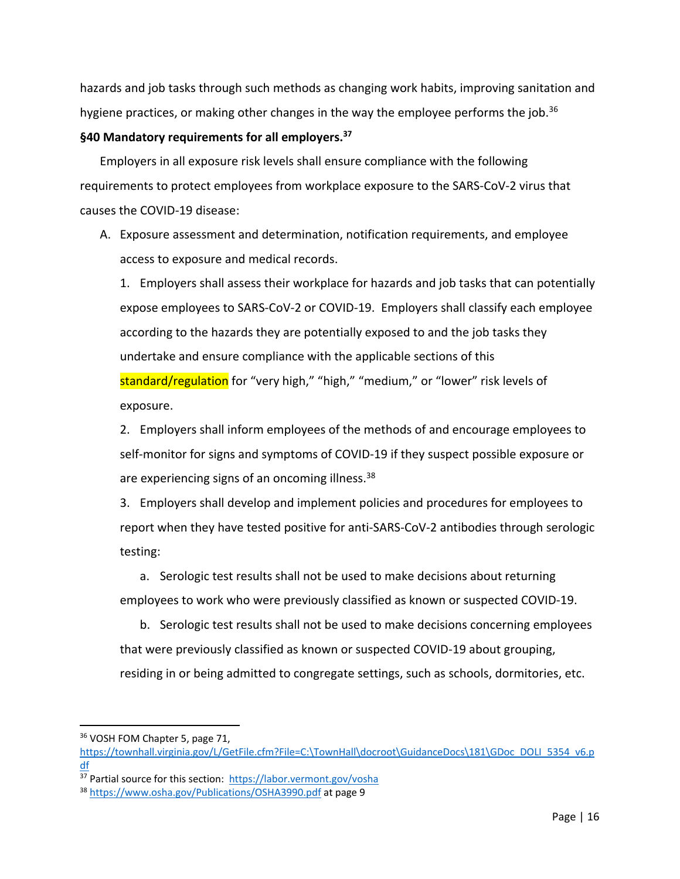hazards and job tasks through such methods as changing work habits, improving sanitation and hygiene practices, or making other changes in the way the employee performs the job.[36]

**§40 Mandatory requirements for all employers.[37]**

Employers in all exposure risk levels shall ensure compliance with the following requirements to protect employees from workplace exposure to the SARS-CoV-2 virus that causes the COVID-19 disease:

A. Exposure assessment and determination, notification requirements, and employee access to exposure and medical records.

1. Employers shall assess their workplace for hazards and job tasks that can potentially expose employees to SARS-CoV-2 or COVID-19. Employers shall classify each employee according to the hazards they are potentially exposed to and the job tasks they undertake and ensure compliance with the applicable sections of this standard/regulation for "very high," "high," "medium," or "lower" risk levels of exposure.

2. Employers shall inform employees of the methods of and encourage employees to self-monitor for signs and symptoms of COVID-19 if they suspect possible exposure or are experiencing signs of an oncoming illness.[38]

3. Employers shall develop and implement policies and procedures for employees to report when they have tested positive for anti-SARS-CoV-2 antibodies through serologic testing:

a. Serologic test results shall not be used to make decisions about returning employees to work who were previously classified as known or suspected COVID-19.

b. Serologic test results shall not be used to make decisions concerning employees that were previously classified as known or suspected COVID-19 about grouping, residing in or being admitted to congregate settings, such as schools, dormitories, etc.

---

[36] VOSH FOM Chapter 5, page 71, https://townhall.virginia.gov/L/GetFile.cfm?File=C:\TownHall\docroot\GuidanceDocs\181\GDoc_DOLI_5354_v6.pdf

[37] Partial source for this section: https://labor.vermont.gov/vosha

[38] https://www.osha.gov/Publications/OSHA3990.pdf at page 9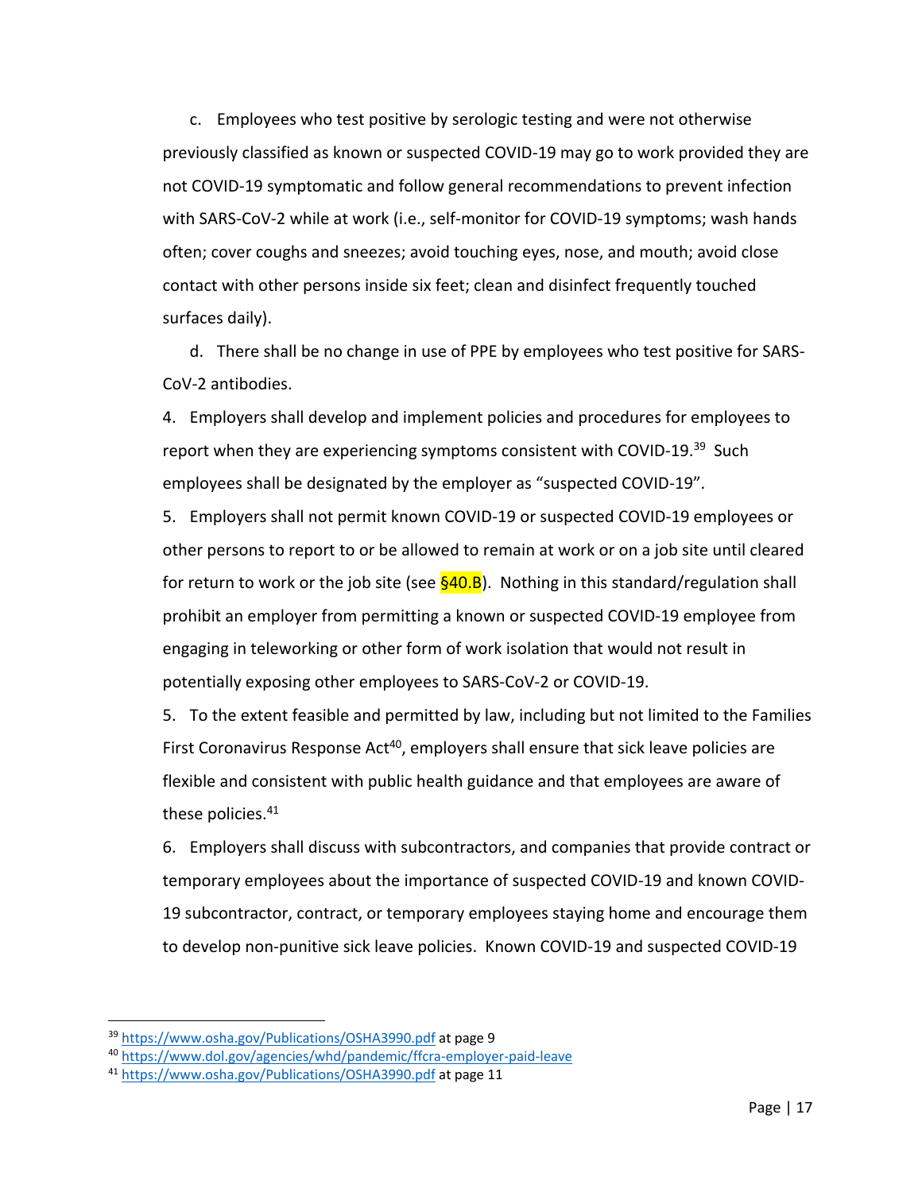c. Employees who test positive by serologic testing and were not otherwise previously classified as known or suspected COVID-19 may go to work provided they are not COVID-19 symptomatic and follow general recommendations to prevent infection with SARS-CoV-2 while at work (i.e., self-monitor for COVID-19 symptoms; wash hands often; cover coughs and sneezes; avoid touching eyes, nose, and mouth; avoid close contact with other persons inside six feet; clean and disinfect frequently touched surfaces daily).

d. There shall be no change in use of PPE by employees who test positive for SARS-CoV-2 antibodies.

4. Employers shall develop and implement policies and procedures for employees to report when they are experiencing symptoms consistent with COVID-19.[39] Such employees shall be designated by the employer as "suspected COVID-19".

5. Employers shall not permit known COVID-19 or suspected COVID-19 employees or other persons to report to or be allowed to remain at work or on a job site until cleared for return to work or the job site (see §40.B). Nothing in this standard/regulation shall prohibit an employer from permitting a known or suspected COVID-19 employee from engaging in teleworking or other form of work isolation that would not result in potentially exposing other employees to SARS-CoV-2 or COVID-19.

5. To the extent feasible and permitted by law, including but not limited to the Families First Coronavirus Response Act[40], employers shall ensure that sick leave policies are flexible and consistent with public health guidance and that employees are aware of these policies.[41]

6. Employers shall discuss with subcontractors, and companies that provide contract or temporary employees about the importance of suspected COVID-19 and known COVID-19 subcontractor, contract, or temporary employees staying home and encourage them to develop non-punitive sick leave policies. Known COVID-19 and suspected COVID-19

---

[39] https://www.osha.gov/Publications/OSHA3990.pdf at page 9

[40] https://www.dol.gov/agencies/whd/pandemic/ffcra-employer-paid-leave

[41] https://www.osha.gov/Publications/OSHA3990.pdf at page 11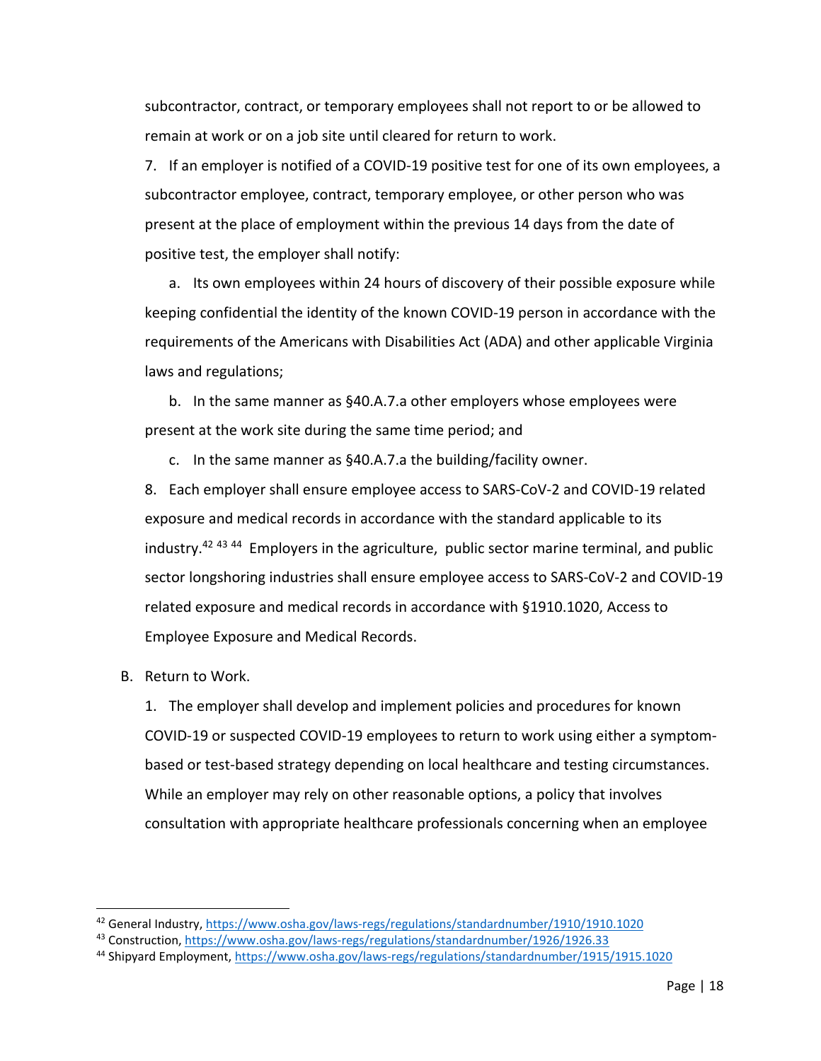subcontractor, contract, or temporary employees shall not report to or be allowed to remain at work or on a job site until cleared for return to work.

7. If an employer is notified of a COVID-19 positive test for one of its own employees, a subcontractor employee, contract, temporary employee, or other person who was present at the place of employment within the previous 14 days from the date of positive test, the employer shall notify:

   a. Its own employees within 24 hours of discovery of their possible exposure while keeping confidential the identity of the known COVID-19 person in accordance with the requirements of the Americans with Disabilities Act (ADA) and other applicable Virginia laws and regulations;

   b. In the same manner as §40.A.7.a other employers whose employees were present at the work site during the same time period; and

   c. In the same manner as §40.A.7.a the building/facility owner.

8. Each employer shall ensure employee access to SARS-CoV-2 and COVID-19 related exposure and medical records in accordance with the standard applicable to its industry.[42] [43] [44] Employers in the agriculture, public sector marine terminal, and public sector longshoring industries shall ensure employee access to SARS-CoV-2 and COVID-19 related exposure and medical records in accordance with §1910.1020, Access to Employee Exposure and Medical Records.

B. Return to Work.

1. The employer shall develop and implement policies and procedures for known COVID-19 or suspected COVID-19 employees to return to work using either a symptom-based or test-based strategy depending on local healthcare and testing circumstances. While an employer may rely on other reasonable options, a policy that involves consultation with appropriate healthcare professionals concerning when an employee

---

[42] General Industry, https://www.osha.gov/laws-regs/regulations/standardnumber/1910/1910.1020

[43] Construction, https://www.osha.gov/laws-regs/regulations/standardnumber/1926/1926.33

[44] Shipyard Employment, https://www.osha.gov/laws-regs/regulations/standardnumber/1915/1915.1020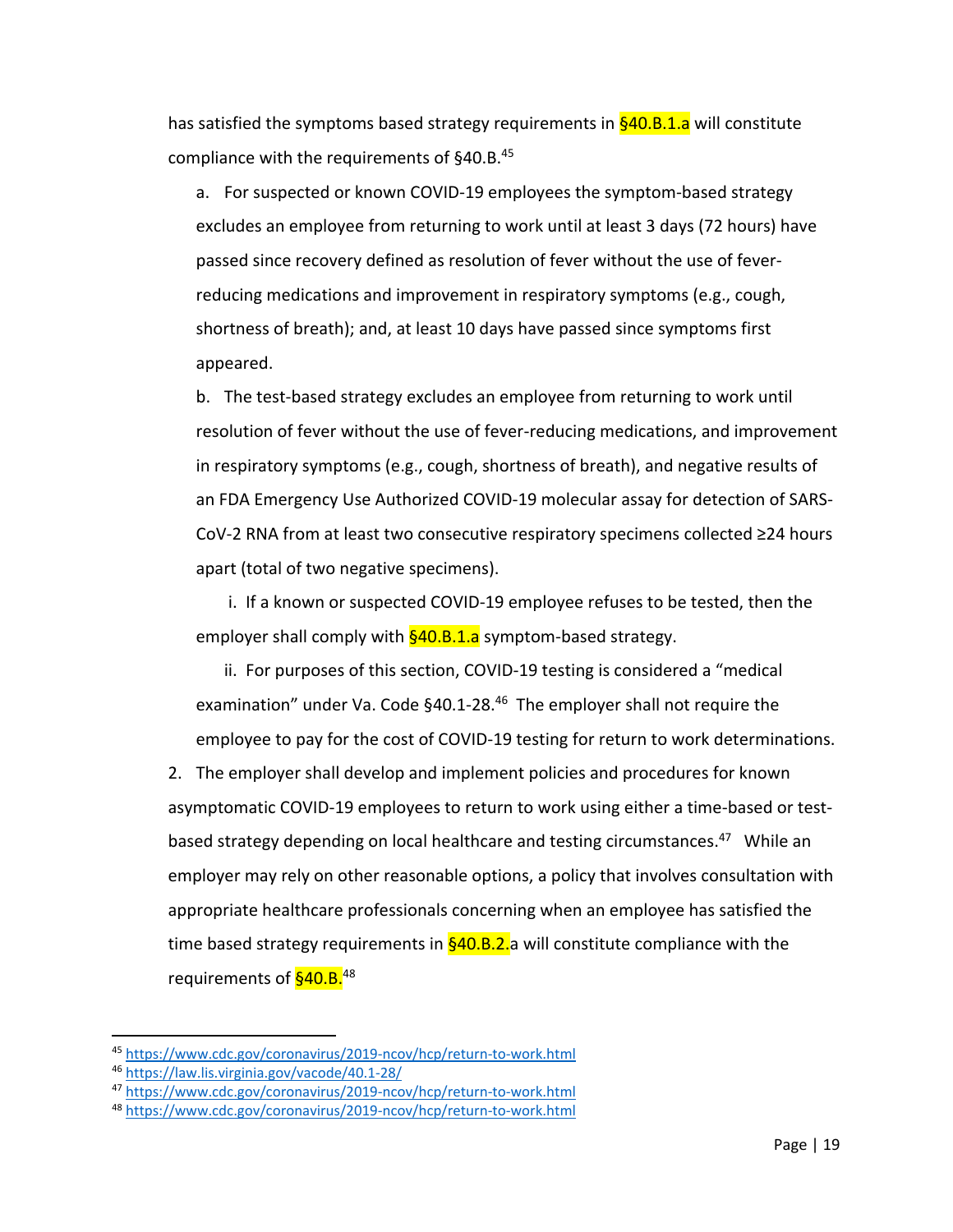has satisfied the symptoms based strategy requirements in §40.B.1.a will constitute compliance with the requirements of §40.B.[45]

a. For suspected or known COVID-19 employees the symptom-based strategy excludes an employee from returning to work until at least 3 days (72 hours) have passed since recovery defined as resolution of fever without the use of fever-reducing medications and improvement in respiratory symptoms (e.g., cough, shortness of breath); and, at least 10 days have passed since symptoms first appeared.

b. The test-based strategy excludes an employee from returning to work until resolution of fever without the use of fever-reducing medications, and improvement in respiratory symptoms (e.g., cough, shortness of breath), and negative results of an FDA Emergency Use Authorized COVID-19 molecular assay for detection of SARS-CoV-2 RNA from at least two consecutive respiratory specimens collected ≥24 hours apart (total of two negative specimens).

i. If a known or suspected COVID-19 employee refuses to be tested, then the employer shall comply with §40.B.1.a symptom-based strategy.

ii. For purposes of this section, COVID-19 testing is considered a "medical examination" under Va. Code §40.1-28.[46] The employer shall not require the employee to pay for the cost of COVID-19 testing for return to work determinations.

2. The employer shall develop and implement policies and procedures for known asymptomatic COVID-19 employees to return to work using either a time-based or test-based strategy depending on local healthcare and testing circumstances.[47] While an employer may rely on other reasonable options, a policy that involves consultation with appropriate healthcare professionals concerning when an employee has satisfied the time based strategy requirements in §40.B.2.a will constitute compliance with the requirements of §40.B.[48]

---

[45] https://www.cdc.gov/coronavirus/2019-ncov/hcp/return-to-work.html

[46] https://law.lis.virginia.gov/vacode/40.1-28/

[47] https://www.cdc.gov/coronavirus/2019-ncov/hcp/return-to-work.html

[48] https://www.cdc.gov/coronavirus/2019-ncov/hcp/return-to-work.html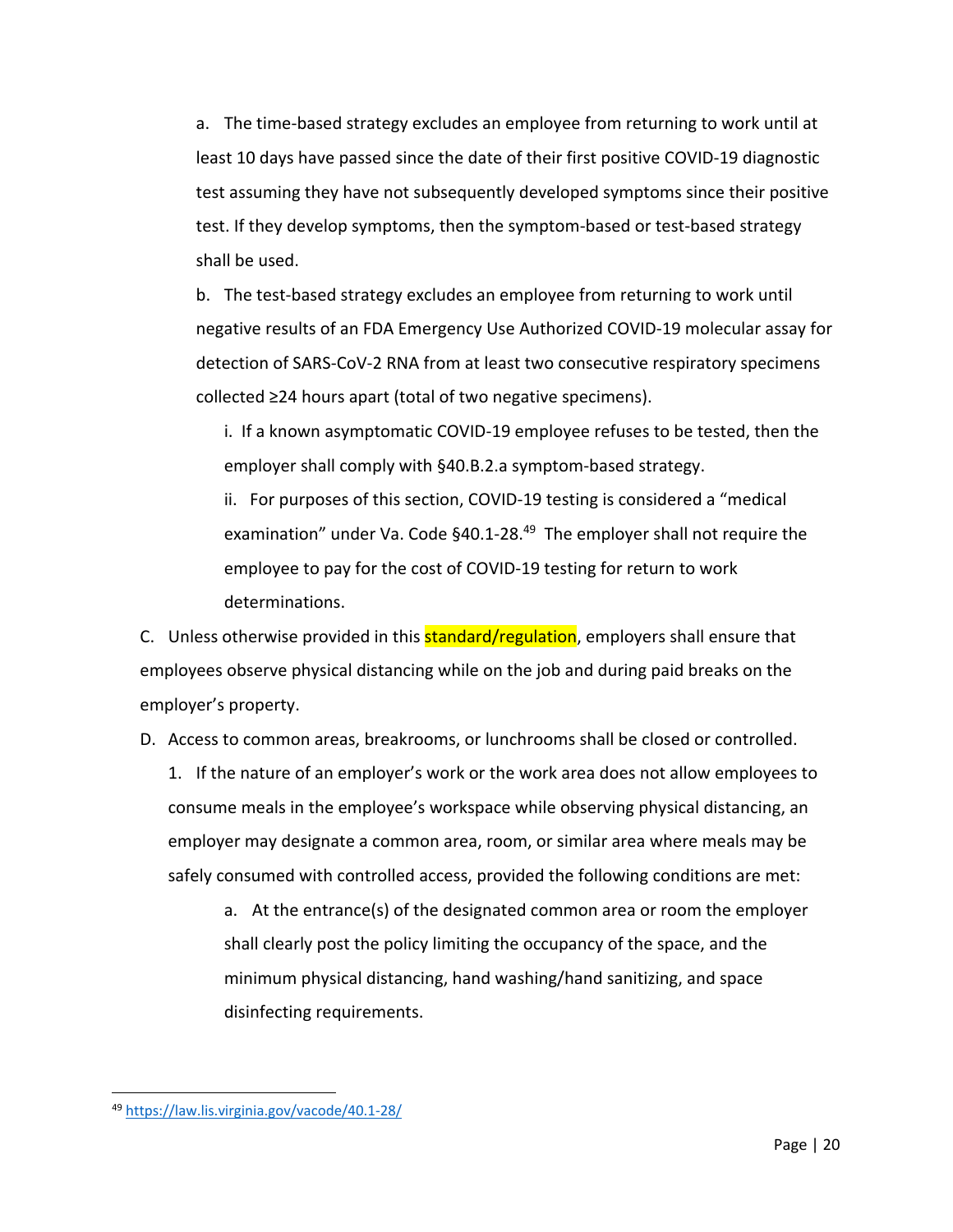a. The time-based strategy excludes an employee from returning to work until at least 10 days have passed since the date of their first positive COVID-19 diagnostic test assuming they have not subsequently developed symptoms since their positive test. If they develop symptoms, then the symptom-based or test-based strategy shall be used.

b. The test-based strategy excludes an employee from returning to work until negative results of an FDA Emergency Use Authorized COVID-19 molecular assay for detection of SARS-CoV-2 RNA from at least two consecutive respiratory specimens collected ≥24 hours apart (total of two negative specimens).

i. If a known asymptomatic COVID-19 employee refuses to be tested, then the employer shall comply with §40.B.2.a symptom-based strategy.

ii. For purposes of this section, COVID-19 testing is considered a "medical examination" under Va. Code §40.1-28.[49] The employer shall not require the employee to pay for the cost of COVID-19 testing for return to work determinations.

C. Unless otherwise provided in this standard/regulation, employers shall ensure that employees observe physical distancing while on the job and during paid breaks on the employer's property.

D. Access to common areas, breakrooms, or lunchrooms shall be closed or controlled.

1. If the nature of an employer's work or the work area does not allow employees to consume meals in the employee's workspace while observing physical distancing, an employer may designate a common area, room, or similar area where meals may be safely consumed with controlled access, provided the following conditions are met:

a. At the entrance(s) of the designated common area or room the employer shall clearly post the policy limiting the occupancy of the space, and the minimum physical distancing, hand washing/hand sanitizing, and space disinfecting requirements.

---

[49] https://law.lis.virginia.gov/vacode/40.1-28/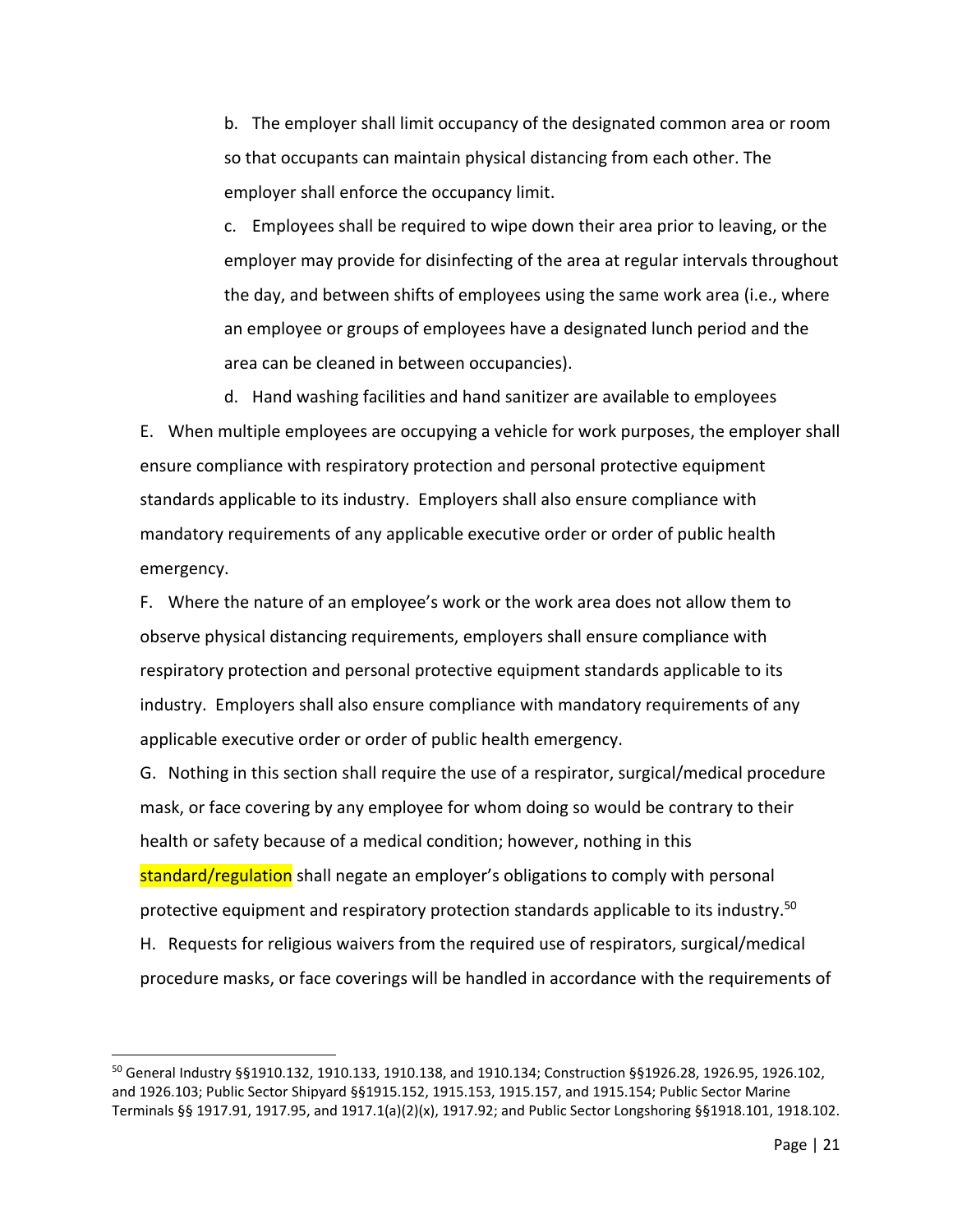b. The employer shall limit occupancy of the designated common area or room so that occupants can maintain physical distancing from each other. The employer shall enforce the occupancy limit.

c. Employees shall be required to wipe down their area prior to leaving, or the employer may provide for disinfecting of the area at regular intervals throughout the day, and between shifts of employees using the same work area (i.e., where an employee or groups of employees have a designated lunch period and the area can be cleaned in between occupancies).

d. Hand washing facilities and hand sanitizer are available to employees

E. When multiple employees are occupying a vehicle for work purposes, the employer shall ensure compliance with respiratory protection and personal protective equipment standards applicable to its industry. Employers shall also ensure compliance with mandatory requirements of any applicable executive order or order of public health emergency.

F. Where the nature of an employee's work or the work area does not allow them to observe physical distancing requirements, employers shall ensure compliance with respiratory protection and personal protective equipment standards applicable to its industry. Employers shall also ensure compliance with mandatory requirements of any applicable executive order or order of public health emergency.

G. Nothing in this section shall require the use of a respirator, surgical/medical procedure mask, or face covering by any employee for whom doing so would be contrary to their health or safety because of a medical condition; however, nothing in this standard/regulation shall negate an employer's obligations to comply with personal protective equipment and respiratory protection standards applicable to its industry.[50]

H. Requests for religious waivers from the required use of respirators, surgical/medical procedure masks, or face coverings will be handled in accordance with the requirements of

---

[50] General Industry §§1910.132, 1910.133, 1910.138, and 1910.134; Construction §§1926.28, 1926.95, 1926.102, and 1926.103; Public Sector Shipyard §§1915.152, 1915.153, 1915.157, and 1915.154; Public Sector Marine Terminals §§ 1917.91, 1917.95, and 1917.1(a)(2)(x), 1917.92; and Public Sector Longshoring §§1918.101, 1918.102.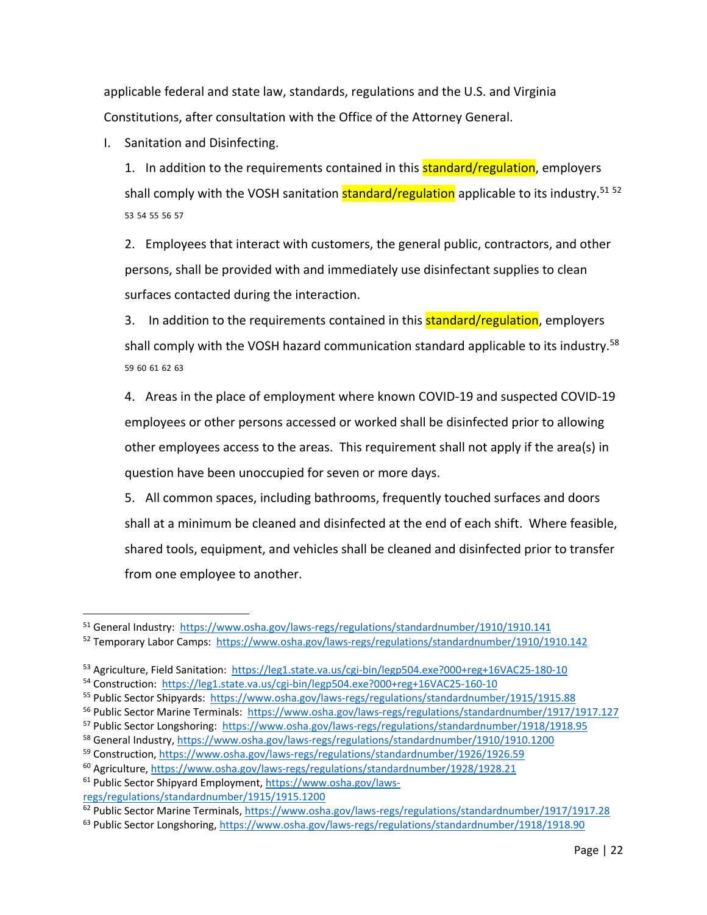applicable federal and state law, standards, regulations and the U.S. and Virginia Constitutions, after consultation with the Office of the Attorney General.

I. Sanitation and Disinfecting.

1. In addition to the requirements contained in this standard/regulation, employers shall comply with the VOSH sanitation standard/regulation applicable to its industry.[51] [52] [53] [54] [55] [56] [57]

2. Employees that interact with customers, the general public, contractors, and other persons, shall be provided with and immediately use disinfectant supplies to clean surfaces contacted during the interaction.

3. In addition to the requirements contained in this standard/regulation, employers shall comply with the VOSH hazard communication standard applicable to its industry.[58] [59] [60] [61] [62] [63]

4. Areas in the place of employment where known COVID-19 and suspected COVID-19 employees or other persons accessed or worked shall be disinfected prior to allowing other employees access to the areas. This requirement shall not apply if the area(s) in question have been unoccupied for seven or more days.

5. All common spaces, including bathrooms, frequently touched surfaces and doors shall at a minimum be cleaned and disinfected at the end of each shift. Where feasible, shared tools, equipment, and vehicles shall be cleaned and disinfected prior to transfer from one employee to another.

---

[51] General Industry: https://www.osha.gov/laws-regs/regulations/standardnumber/1910/1910.141

[52] Temporary Labor Camps: https://www.osha.gov/laws-regs/regulations/standardnumber/1910/1910.142

[53] Agriculture, Field Sanitation: https://leg1.state.va.us/cgi-bin/legp504.exe?000+reg+16VAC25-180-10

[54] Construction: https://leg1.state.va.us/cgi-bin/legp504.exe?000+reg+16VAC25-160-10

[55] Public Sector Shipyards: https://www.osha.gov/laws-regs/regulations/standardnumber/1915/1915.88

[56] Public Sector Marine Terminals: https://www.osha.gov/laws-regs/regulations/standardnumber/1917/1917.127

[57] Public Sector Longshoring: https://www.osha.gov/laws-regs/regulations/standardnumber/1918/1918.95

[58] General Industry, https://www.osha.gov/laws-regs/regulations/standardnumber/1910/1910.1200

[59] Construction, https://www.osha.gov/laws-regs/regulations/standardnumber/1926/1926.59

[60] Agriculture, https://www.osha.gov/laws-regs/regulations/standardnumber/1928/1928.21

[61] Public Sector Shipyard Employment, https://www.osha.gov/laws-regs/regulations/standardnumber/1915/1915.1200

[62] Public Sector Marine Terminals, https://www.osha.gov/laws-regs/regulations/standardnumber/1917/1917.28

[63] Public Sector Longshoring, https://www.osha.gov/laws-regs/regulations/standardnumber/1918/1918.90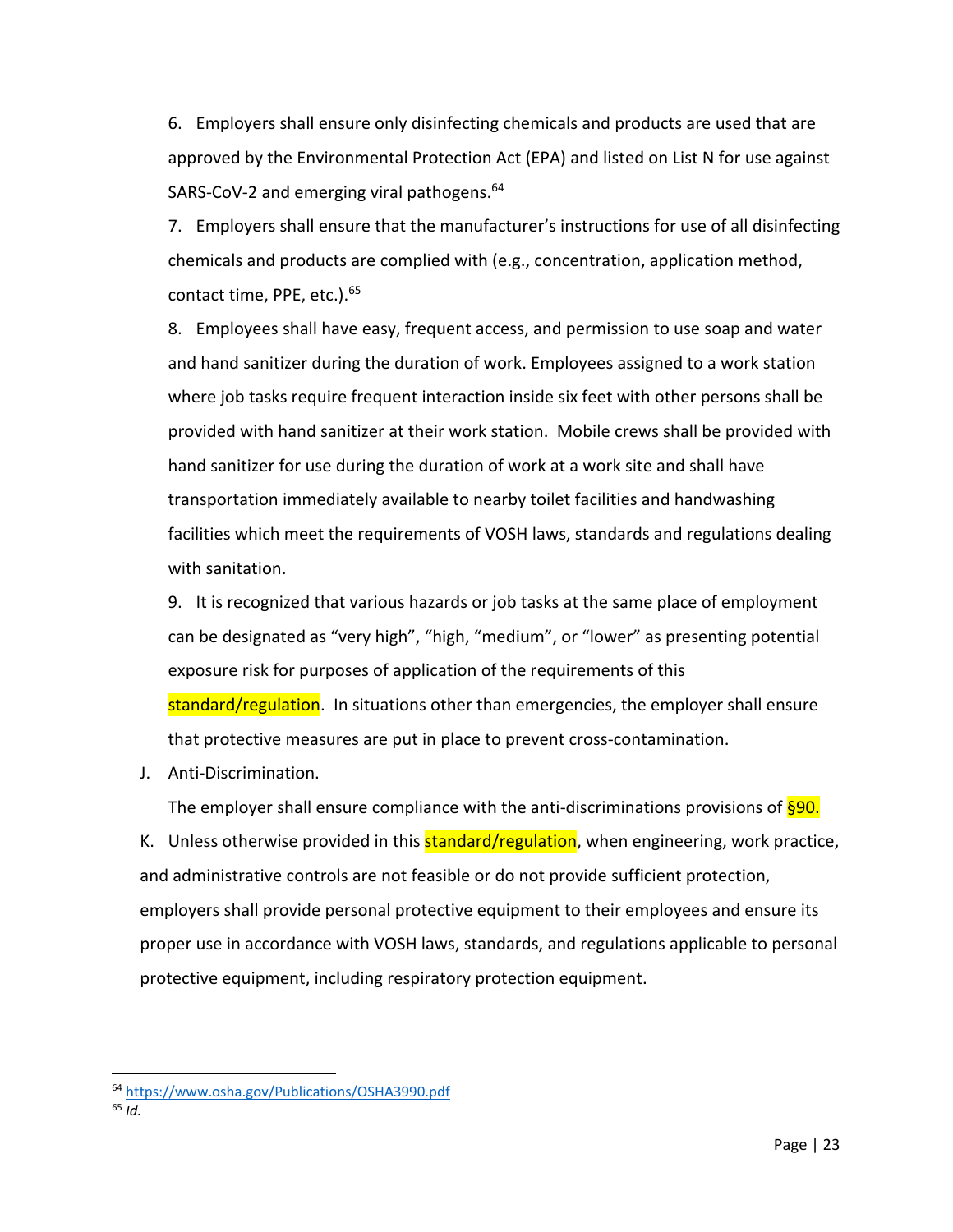6. Employers shall ensure only disinfecting chemicals and products are used that are approved by the Environmental Protection Act (EPA) and listed on List N for use against SARS-CoV-2 and emerging viral pathogens.[64]

7. Employers shall ensure that the manufacturer's instructions for use of all disinfecting chemicals and products are complied with (e.g., concentration, application method, contact time, PPE, etc.).[65]

8. Employees shall have easy, frequent access, and permission to use soap and water and hand sanitizer during the duration of work. Employees assigned to a work station where job tasks require frequent interaction inside six feet with other persons shall be provided with hand sanitizer at their work station. Mobile crews shall be provided with hand sanitizer for use during the duration of work at a work site and shall have transportation immediately available to nearby toilet facilities and handwashing facilities which meet the requirements of VOSH laws, standards and regulations dealing with sanitation.

9. It is recognized that various hazards or job tasks at the same place of employment can be designated as "very high", "high, "medium", or "lower" as presenting potential exposure risk for purposes of application of the requirements of this standard/regulation. In situations other than emergencies, the employer shall ensure that protective measures are put in place to prevent cross-contamination.

J. Anti-Discrimination.

The employer shall ensure compliance with the anti-discriminations provisions of §90.

K. Unless otherwise provided in this standard/regulation, when engineering, work practice, and administrative controls are not feasible or do not provide sufficient protection, employers shall provide personal protective equipment to their employees and ensure its proper use in accordance with VOSH laws, standards, and regulations applicable to personal protective equipment, including respiratory protection equipment.

---

[64] https://www.osha.gov/Publications/OSHA3990.pdf

[65] *Id.*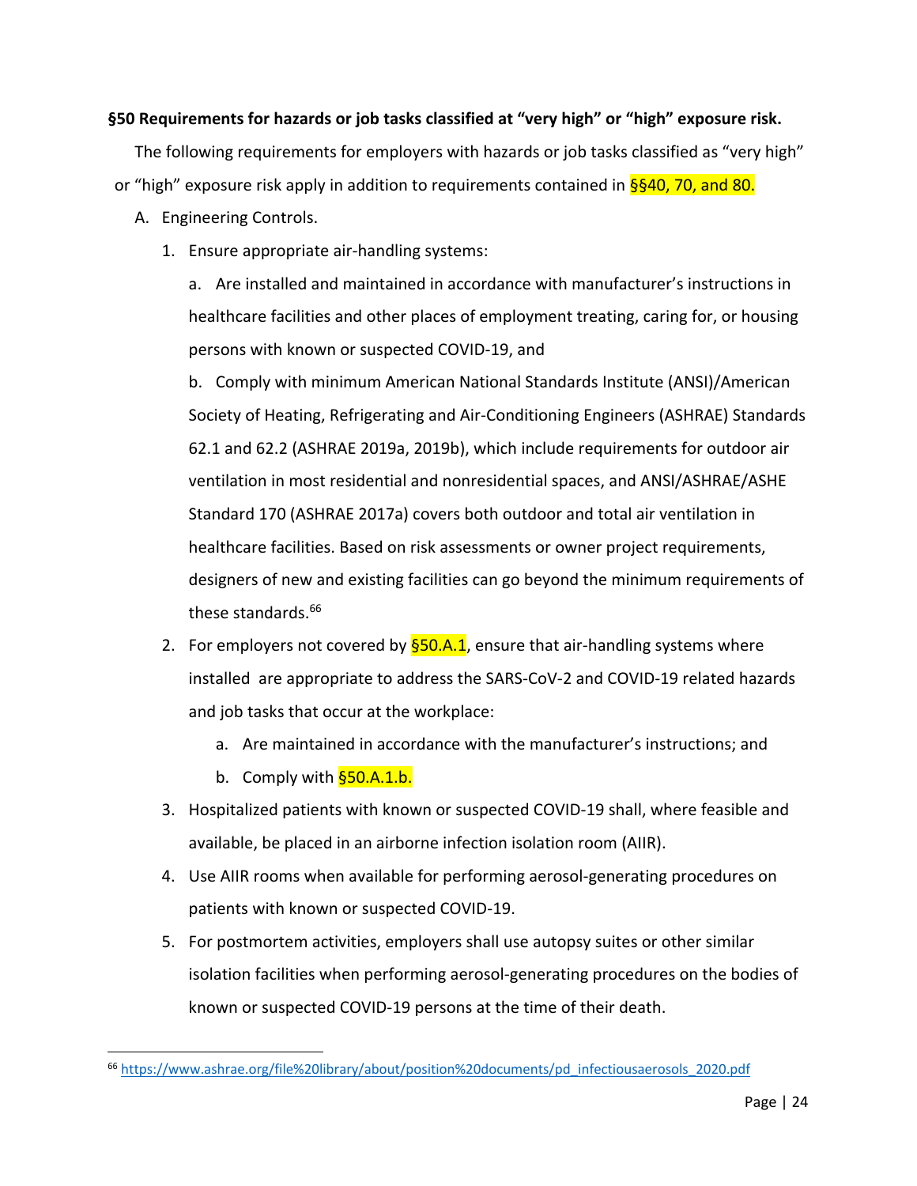**§50 Requirements for hazards or job tasks classified at "very high" or "high" exposure risk.**

The following requirements for employers with hazards or job tasks classified as "very high" or "high" exposure risk apply in addition to requirements contained in §§40, 70, and 80.

A. Engineering Controls.

1. Ensure appropriate air-handling systems:

   a. Are installed and maintained in accordance with manufacturer's instructions in healthcare facilities and other places of employment treating, caring for, or housing persons with known or suspected COVID-19, and

   b. Comply with minimum American National Standards Institute (ANSI)/American Society of Heating, Refrigerating and Air-Conditioning Engineers (ASHRAE) Standards 62.1 and 62.2 (ASHRAE 2019a, 2019b), which include requirements for outdoor air ventilation in most residential and nonresidential spaces, and ANSI/ASHRAE/ASHE Standard 170 (ASHRAE 2017a) covers both outdoor and total air ventilation in healthcare facilities. Based on risk assessments or owner project requirements, designers of new and existing facilities can go beyond the minimum requirements of these standards.[66]

2. For employers not covered by §50.A.1, ensure that air-handling systems where installed are appropriate to address the SARS-CoV-2 and COVID-19 related hazards and job tasks that occur at the workplace:

   a. Are maintained in accordance with the manufacturer's instructions; and

   b. Comply with §50.A.1.b.

3. Hospitalized patients with known or suspected COVID-19 shall, where feasible and available, be placed in an airborne infection isolation room (AIIR).

4. Use AIIR rooms when available for performing aerosol-generating procedures on patients with known or suspected COVID-19.

5. For postmortem activities, employers shall use autopsy suites or other similar isolation facilities when performing aerosol-generating procedures on the bodies of known or suspected COVID-19 persons at the time of their death.

[66] https://www.ashrae.org/file%20library/about/position%20documents/pd_infectiousaerosols_2020.pdf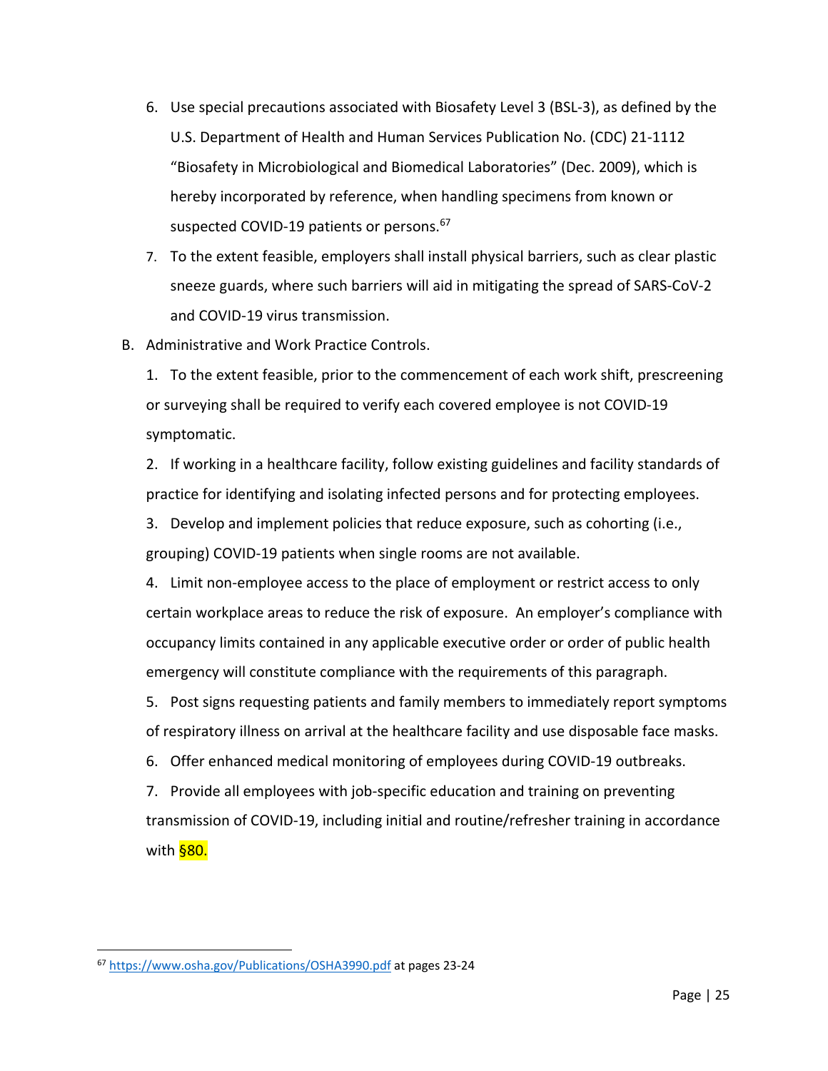6. Use special precautions associated with Biosafety Level 3 (BSL-3), as defined by the U.S. Department of Health and Human Services Publication No. (CDC) 21-1112 "Biosafety in Microbiological and Biomedical Laboratories" (Dec. 2009), which is hereby incorporated by reference, when handling specimens from known or suspected COVID-19 patients or persons.[67]
7. To the extent feasible, employers shall install physical barriers, such as clear plastic sneeze guards, where such barriers will aid in mitigating the spread of SARS-CoV-2 and COVID-19 virus transmission.

B. Administrative and Work Practice Controls.

1. To the extent feasible, prior to the commencement of each work shift, prescreening or surveying shall be required to verify each covered employee is not COVID-19 symptomatic.

2. If working in a healthcare facility, follow existing guidelines and facility standards of practice for identifying and isolating infected persons and for protecting employees.

3. Develop and implement policies that reduce exposure, such as cohorting (i.e., grouping) COVID-19 patients when single rooms are not available.

4. Limit non-employee access to the place of employment or restrict access to only certain workplace areas to reduce the risk of exposure. An employer's compliance with occupancy limits contained in any applicable executive order or order of public health emergency will constitute compliance with the requirements of this paragraph.

5. Post signs requesting patients and family members to immediately report symptoms of respiratory illness on arrival at the healthcare facility and use disposable face masks.

6. Offer enhanced medical monitoring of employees during COVID-19 outbreaks.

7. Provide all employees with job-specific education and training on preventing transmission of COVID-19, including initial and routine/refresher training in accordance with §80.

---

[67] https://www.osha.gov/Publications/OSHA3990.pdf at pages 23-24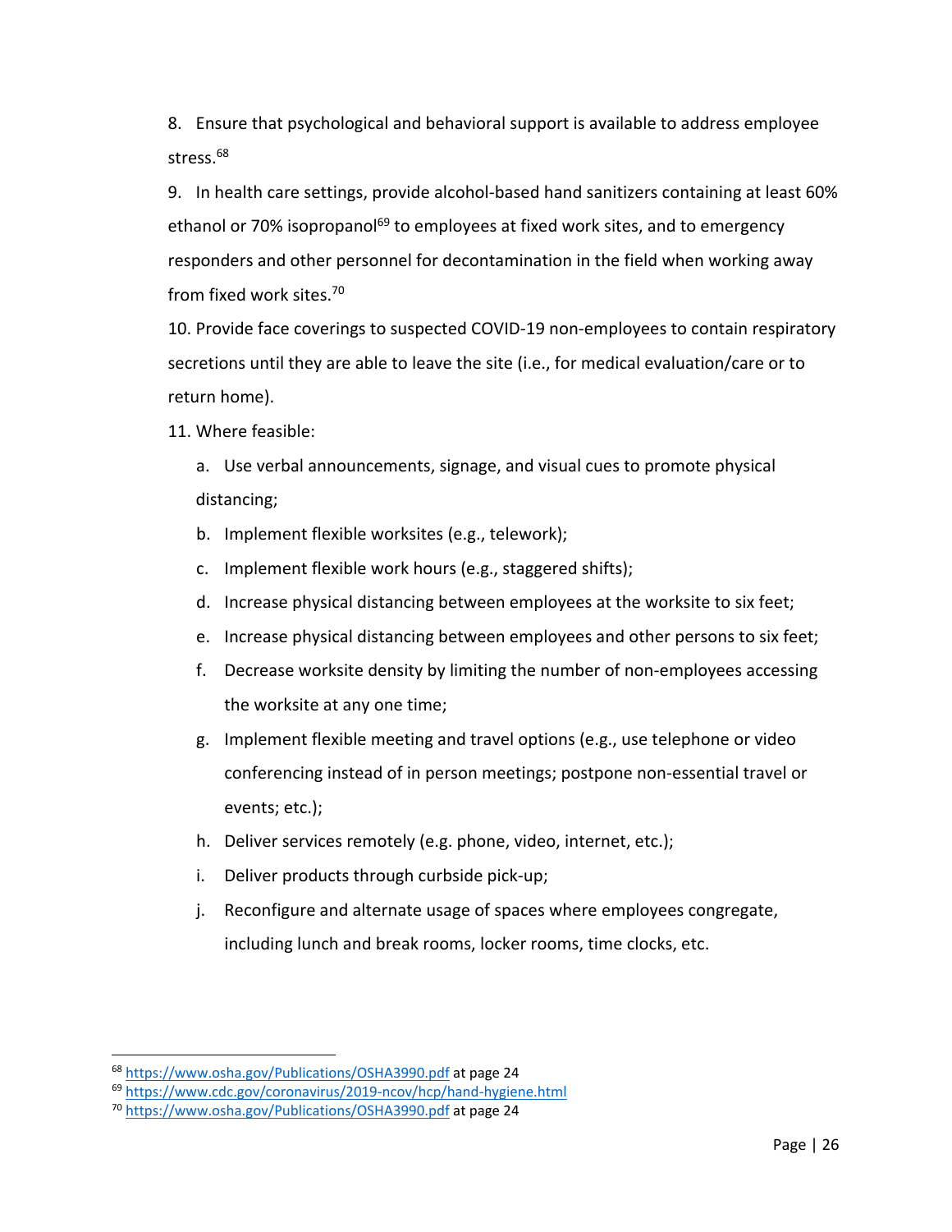8. Ensure that psychological and behavioral support is available to address employee stress.[68]

9. In health care settings, provide alcohol-based hand sanitizers containing at least 60% ethanol or 70% isopropanol[69] to employees at fixed work sites, and to emergency responders and other personnel for decontamination in the field when working away from fixed work sites.[70]

10. Provide face coverings to suspected COVID-19 non-employees to contain respiratory secretions until they are able to leave the site (i.e., for medical evaluation/care or to return home).

11. Where feasible:

   a. Use verbal announcements, signage, and visual cues to promote physical distancing;

   b. Implement flexible worksites (e.g., telework);

   c. Implement flexible work hours (e.g., staggered shifts);

   d. Increase physical distancing between employees at the worksite to six feet;

   e. Increase physical distancing between employees and other persons to six feet;

   f. Decrease worksite density by limiting the number of non-employees accessing the worksite at any one time;

   g. Implement flexible meeting and travel options (e.g., use telephone or video conferencing instead of in person meetings; postpone non-essential travel or events; etc.);

   h. Deliver services remotely (e.g. phone, video, internet, etc.);

   i. Deliver products through curbside pick-up;

   j. Reconfigure and alternate usage of spaces where employees congregate, including lunch and break rooms, locker rooms, time clocks, etc.

---

[68] https://www.osha.gov/Publications/OSHA3990.pdf at page 24

[69] https://www.cdc.gov/coronavirus/2019-ncov/hcp/hand-hygiene.html

[70] https://www.osha.gov/Publications/OSHA3990.pdf at page 24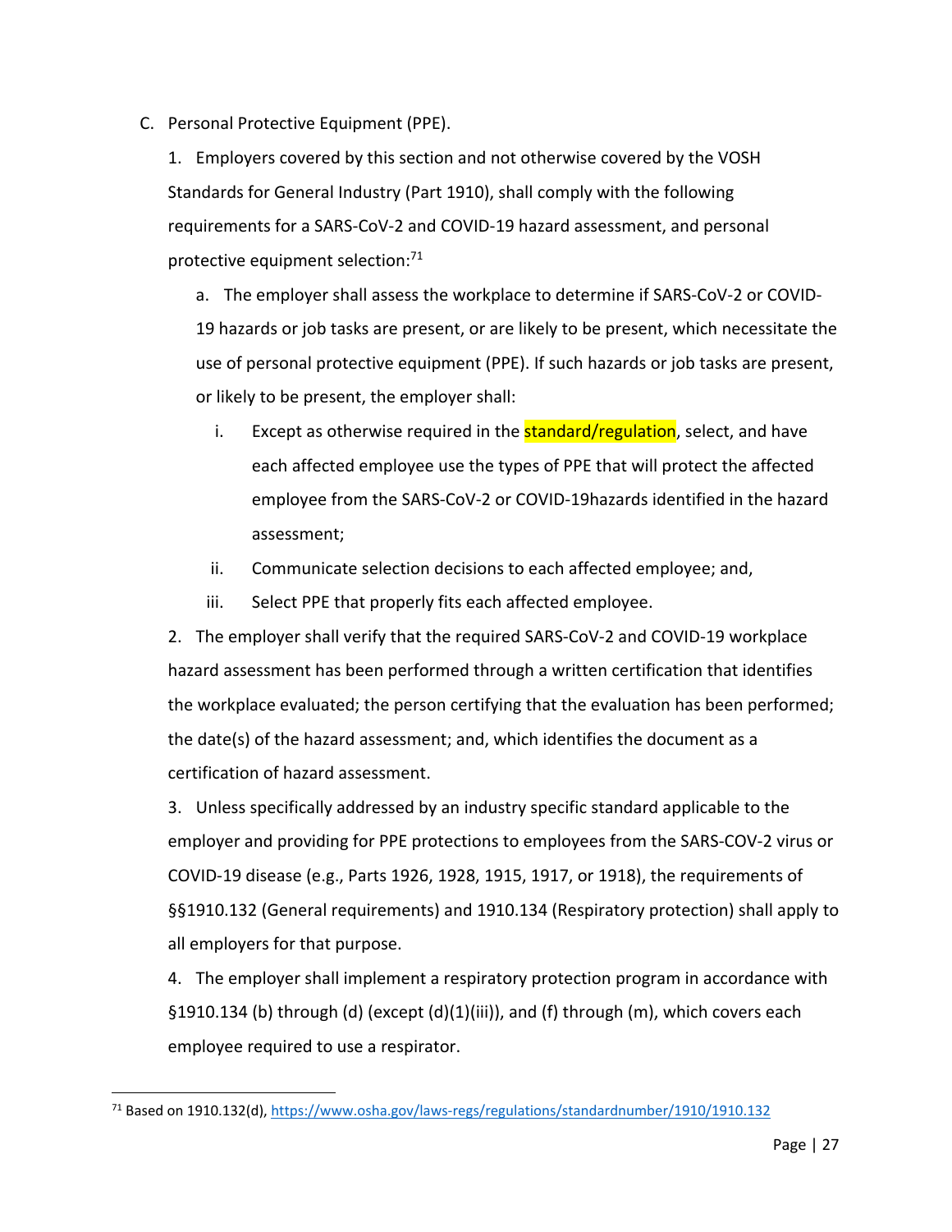C. Personal Protective Equipment (PPE).

1. Employers covered by this section and not otherwise covered by the VOSH Standards for General Industry (Part 1910), shall comply with the following requirements for a SARS-CoV-2 and COVID-19 hazard assessment, and personal protective equipment selection:[71]

   a. The employer shall assess the workplace to determine if SARS-CoV-2 or COVID-19 hazards or job tasks are present, or are likely to be present, which necessitate the use of personal protective equipment (PPE). If such hazards or job tasks are present, or likely to be present, the employer shall:

      i. Except as otherwise required in the standard/regulation, select, and have each affected employee use the types of PPE that will protect the affected employee from the SARS-CoV-2 or COVID-19hazards identified in the hazard assessment;

      ii. Communicate selection decisions to each affected employee; and,

      iii. Select PPE that properly fits each affected employee.

2. The employer shall verify that the required SARS-CoV-2 and COVID-19 workplace hazard assessment has been performed through a written certification that identifies the workplace evaluated; the person certifying that the evaluation has been performed; the date(s) of the hazard assessment; and, which identifies the document as a certification of hazard assessment.

3. Unless specifically addressed by an industry specific standard applicable to the employer and providing for PPE protections to employees from the SARS-COV-2 virus or COVID-19 disease (e.g., Parts 1926, 1928, 1915, 1917, or 1918), the requirements of §§1910.132 (General requirements) and 1910.134 (Respiratory protection) shall apply to all employers for that purpose.

4. The employer shall implement a respiratory protection program in accordance with §1910.134 (b) through (d) (except (d)(1)(iii)), and (f) through (m), which covers each employee required to use a respirator.

---

[71] Based on 1910.132(d), https://www.osha.gov/laws-regs/regulations/standardnumber/1910/1910.132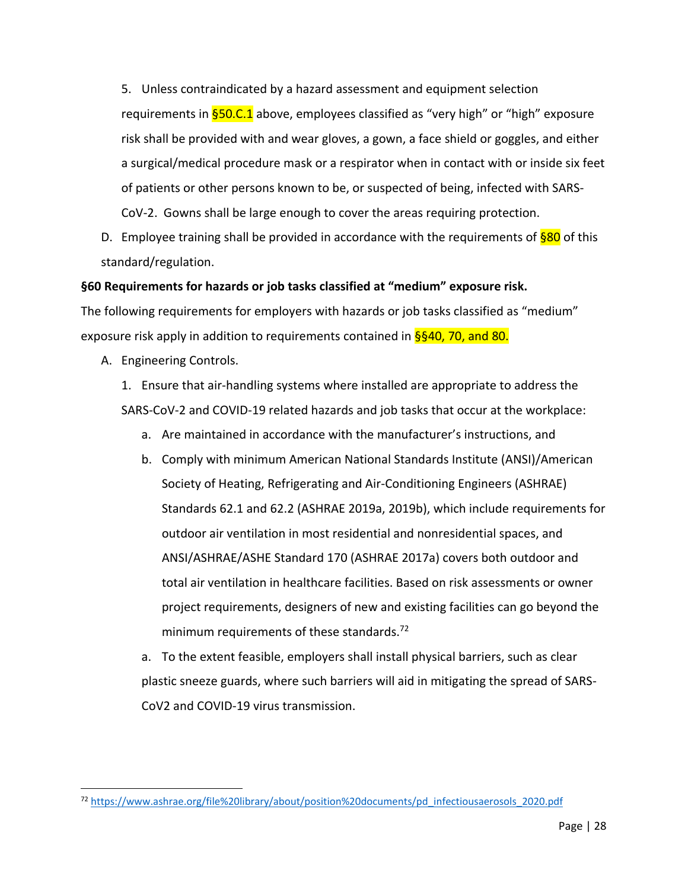5. Unless contraindicated by a hazard assessment and equipment selection requirements in §50.C.1 above, employees classified as "very high" or "high" exposure risk shall be provided with and wear gloves, a gown, a face shield or goggles, and either a surgical/medical procedure mask or a respirator when in contact with or inside six feet of patients or other persons known to be, or suspected of being, infected with SARS-CoV-2. Gowns shall be large enough to cover the areas requiring protection.

D. Employee training shall be provided in accordance with the requirements of §80 of this standard/regulation.

**§60 Requirements for hazards or job tasks classified at "medium" exposure risk.**

The following requirements for employers with hazards or job tasks classified as "medium" exposure risk apply in addition to requirements contained in §§40, 70, and 80.

A. Engineering Controls.

1. Ensure that air-handling systems where installed are appropriate to address the SARS-CoV-2 and COVID-19 related hazards and job tasks that occur at the workplace:

    a. Are maintained in accordance with the manufacturer's instructions, and

    b. Comply with minimum American National Standards Institute (ANSI)/American Society of Heating, Refrigerating and Air-Conditioning Engineers (ASHRAE) Standards 62.1 and 62.2 (ASHRAE 2019a, 2019b), which include requirements for outdoor air ventilation in most residential and nonresidential spaces, and ANSI/ASHRAE/ASHE Standard 170 (ASHRAE 2017a) covers both outdoor and total air ventilation in healthcare facilities. Based on risk assessments or owner project requirements, designers of new and existing facilities can go beyond the minimum requirements of these standards.[72]

    a. To the extent feasible, employers shall install physical barriers, such as clear plastic sneeze guards, where such barriers will aid in mitigating the spread of SARS-CoV2 and COVID-19 virus transmission.

[72] https://www.ashrae.org/file%20library/about/position%20documents/pd_infectiousaerosols_2020.pdf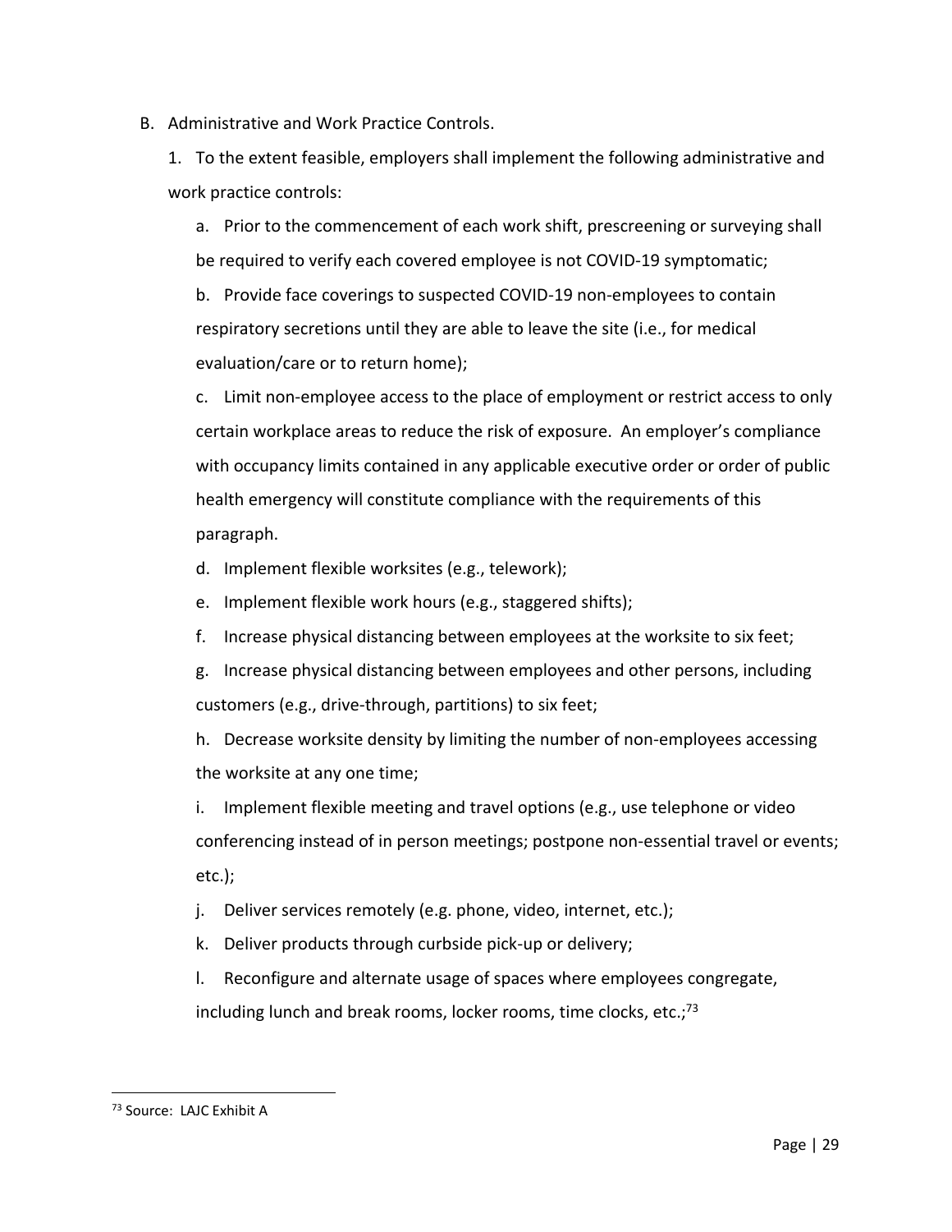B. Administrative and Work Practice Controls.

1. To the extent feasible, employers shall implement the following administrative and work practice controls:

   a. Prior to the commencement of each work shift, prescreening or surveying shall be required to verify each covered employee is not COVID-19 symptomatic;

   b. Provide face coverings to suspected COVID-19 non-employees to contain respiratory secretions until they are able to leave the site (i.e., for medical evaluation/care or to return home);

   c. Limit non-employee access to the place of employment or restrict access to only certain workplace areas to reduce the risk of exposure. An employer's compliance with occupancy limits contained in any applicable executive order or order of public health emergency will constitute compliance with the requirements of this paragraph.

   d. Implement flexible worksites (e.g., telework);

   e. Implement flexible work hours (e.g., staggered shifts);

   f. Increase physical distancing between employees at the worksite to six feet;

   g. Increase physical distancing between employees and other persons, including customers (e.g., drive-through, partitions) to six feet;

   h. Decrease worksite density by limiting the number of non-employees accessing the worksite at any one time;

   i. Implement flexible meeting and travel options (e.g., use telephone or video conferencing instead of in person meetings; postpone non-essential travel or events; etc.);

   j. Deliver services remotely (e.g. phone, video, internet, etc.);

   k. Deliver products through curbside pick-up or delivery;

   l. Reconfigure and alternate usage of spaces where employees congregate, including lunch and break rooms, locker rooms, time clocks, etc.;[73]

---

[73] Source: LAJC Exhibit A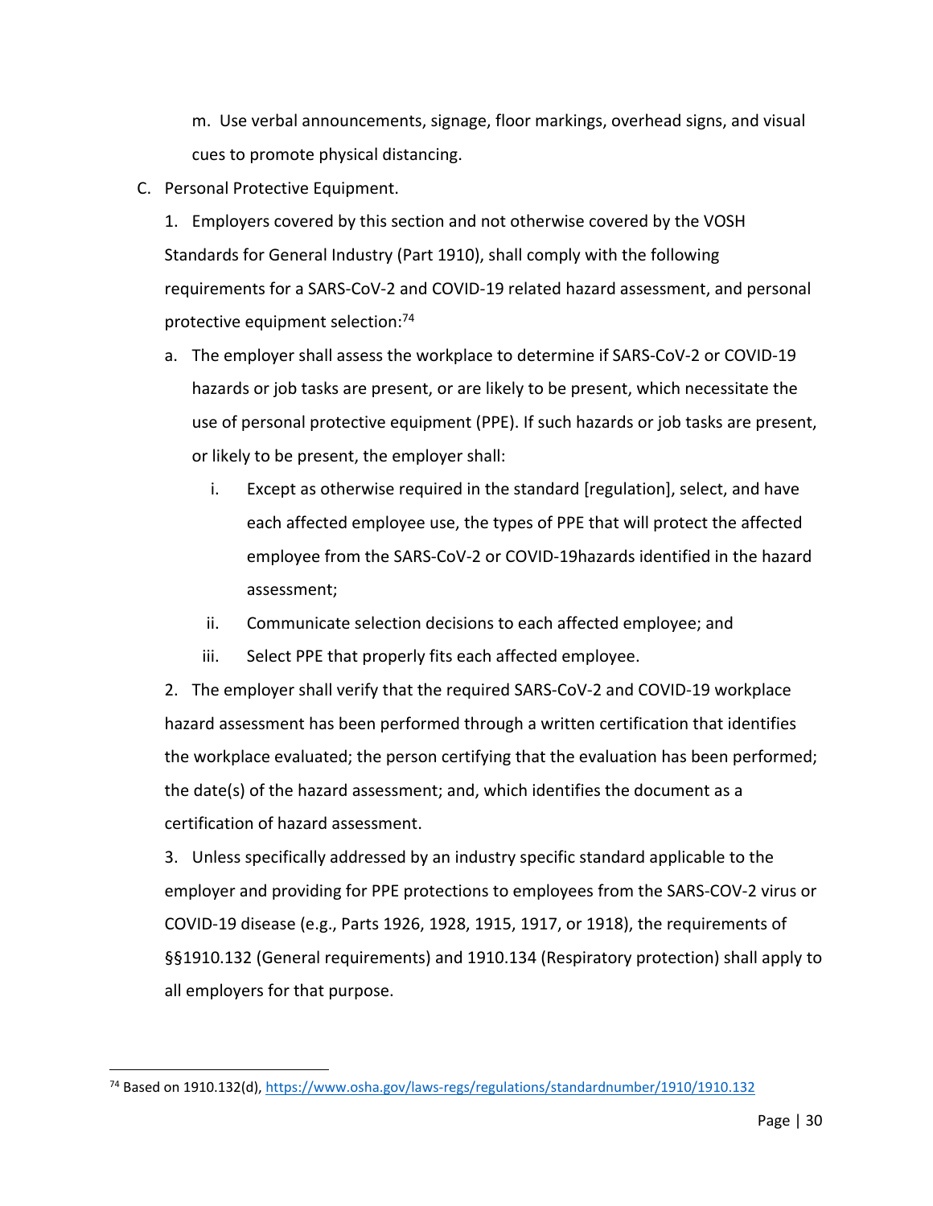m. Use verbal announcements, signage, floor markings, overhead signs, and visual cues to promote physical distancing.

C. Personal Protective Equipment.

1. Employers covered by this section and not otherwise covered by the VOSH Standards for General Industry (Part 1910), shall comply with the following requirements for a SARS-CoV-2 and COVID-19 related hazard assessment, and personal protective equipment selection:[74]

   a. The employer shall assess the workplace to determine if SARS-CoV-2 or COVID-19 hazards or job tasks are present, or are likely to be present, which necessitate the use of personal protective equipment (PPE). If such hazards or job tasks are present, or likely to be present, the employer shall:

      i. Except as otherwise required in the standard [regulation], select, and have each affected employee use, the types of PPE that will protect the affected employee from the SARS-CoV-2 or COVID-19hazards identified in the hazard assessment;

      ii. Communicate selection decisions to each affected employee; and

      iii. Select PPE that properly fits each affected employee.

2. The employer shall verify that the required SARS-CoV-2 and COVID-19 workplace hazard assessment has been performed through a written certification that identifies the workplace evaluated; the person certifying that the evaluation has been performed; the date(s) of the hazard assessment; and, which identifies the document as a certification of hazard assessment.

3. Unless specifically addressed by an industry specific standard applicable to the employer and providing for PPE protections to employees from the SARS-COV-2 virus or COVID-19 disease (e.g., Parts 1926, 1928, 1915, 1917, or 1918), the requirements of §§1910.132 (General requirements) and 1910.134 (Respiratory protection) shall apply to all employers for that purpose.

---

[74] Based on 1910.132(d), https://www.osha.gov/laws-regs/regulations/standardnumber/1910/1910.132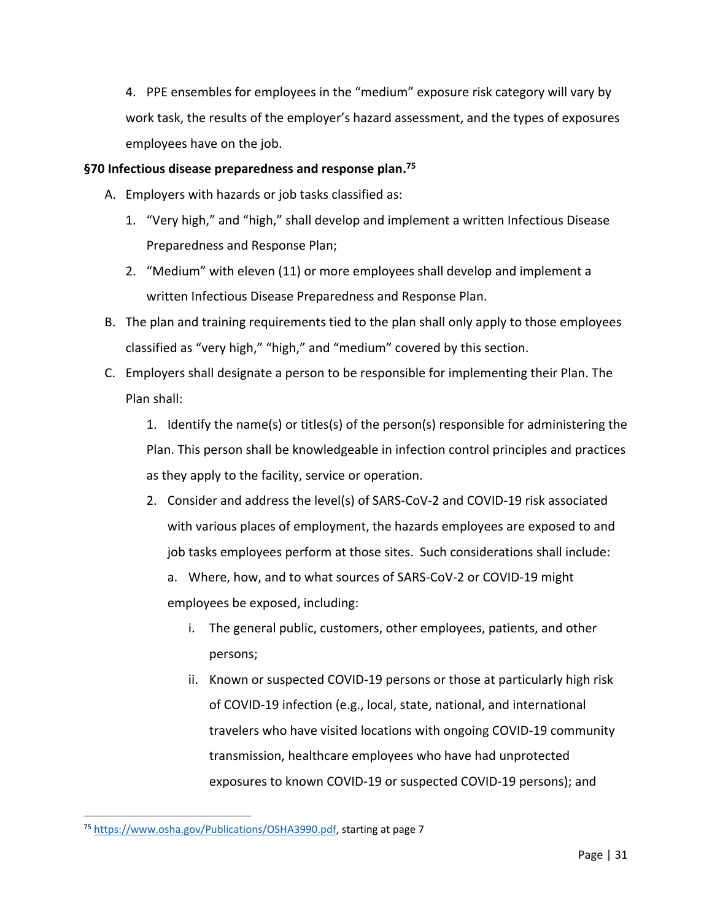4. PPE ensembles for employees in the "medium" exposure risk category will vary by work task, the results of the employer's hazard assessment, and the types of exposures employees have on the job.

**§70 Infectious disease preparedness and response plan.**[75]

A. Employers with hazards or job tasks classified as:

1. "Very high," and "high," shall develop and implement a written Infectious Disease Preparedness and Response Plan;
2. "Medium" with eleven (11) or more employees shall develop and implement a written Infectious Disease Preparedness and Response Plan.

B. The plan and training requirements tied to the plan shall only apply to those employees classified as "very high," "high," and "medium" covered by this section.

C. Employers shall designate a person to be responsible for implementing their Plan. The Plan shall:

1. Identify the name(s) or titles(s) of the person(s) responsible for administering the Plan. This person shall be knowledgeable in infection control principles and practices as they apply to the facility, service or operation.
2. Consider and address the level(s) of SARS-CoV-2 and COVID-19 risk associated with various places of employment, the hazards employees are exposed to and job tasks employees perform at those sites. Such considerations shall include:

   a. Where, how, and to what sources of SARS-CoV-2 or COVID-19 might employees be exposed, including:

      i. The general public, customers, other employees, patients, and other persons;

      ii. Known or suspected COVID-19 persons or those at particularly high risk of COVID-19 infection (e.g., local, state, national, and international travelers who have visited locations with ongoing COVID-19 community transmission, healthcare employees who have had unprotected exposures to known COVID-19 or suspected COVID-19 persons); and

---

[75] https://www.osha.gov/Publications/OSHA3990.pdf, starting at page 7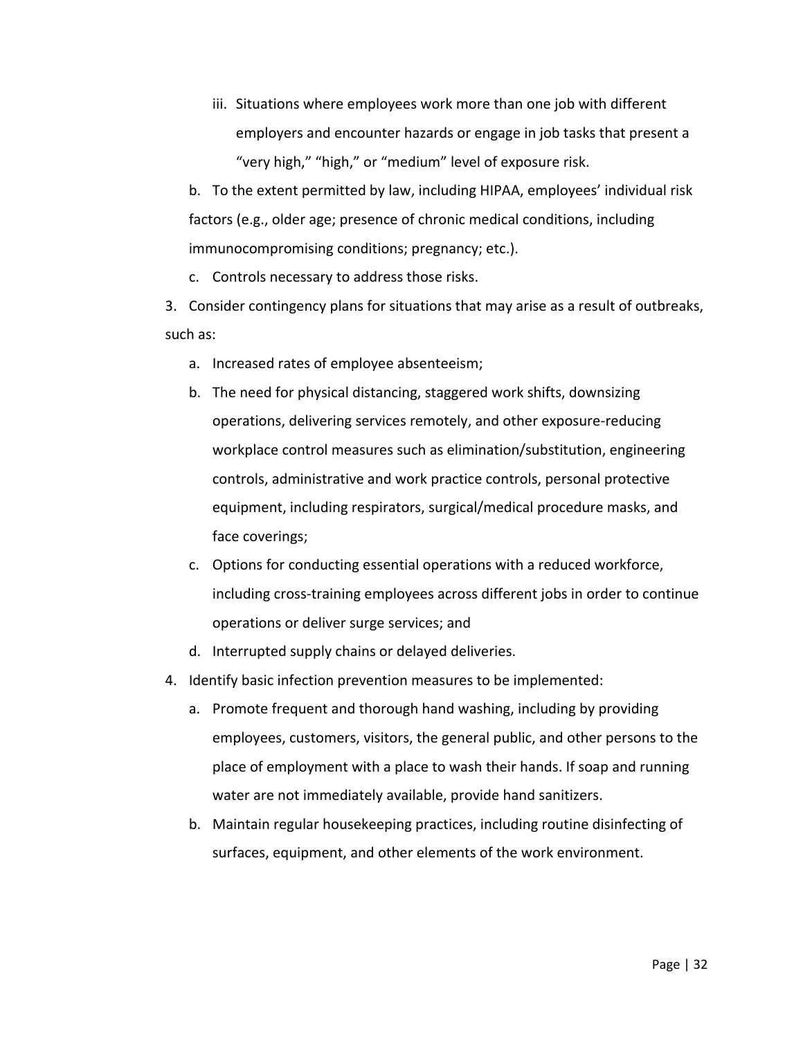iii. Situations where employees work more than one job with different employers and encounter hazards or engage in job tasks that present a "very high," "high," or "medium" level of exposure risk.

   b. To the extent permitted by law, including HIPAA, employees' individual risk factors (e.g., older age; presence of chronic medical conditions, including immunocompromising conditions; pregnancy; etc.).

   c. Controls necessary to address those risks.

3. Consider contingency plans for situations that may arise as a result of outbreaks, such as:
   a. Increased rates of employee absenteeism;
   b. The need for physical distancing, staggered work shifts, downsizing operations, delivering services remotely, and other exposure-reducing workplace control measures such as elimination/substitution, engineering controls, administrative and work practice controls, personal protective equipment, including respirators, surgical/medical procedure masks, and face coverings;
   c. Options for conducting essential operations with a reduced workforce, including cross-training employees across different jobs in order to continue operations or deliver surge services; and
   d. Interrupted supply chains or delayed deliveries.
4. Identify basic infection prevention measures to be implemented:
   a. Promote frequent and thorough hand washing, including by providing employees, customers, visitors, the general public, and other persons to the place of employment with a place to wash their hands. If soap and running water are not immediately available, provide hand sanitizers.
   b. Maintain regular housekeeping practices, including routine disinfecting of surfaces, equipment, and other elements of the work environment.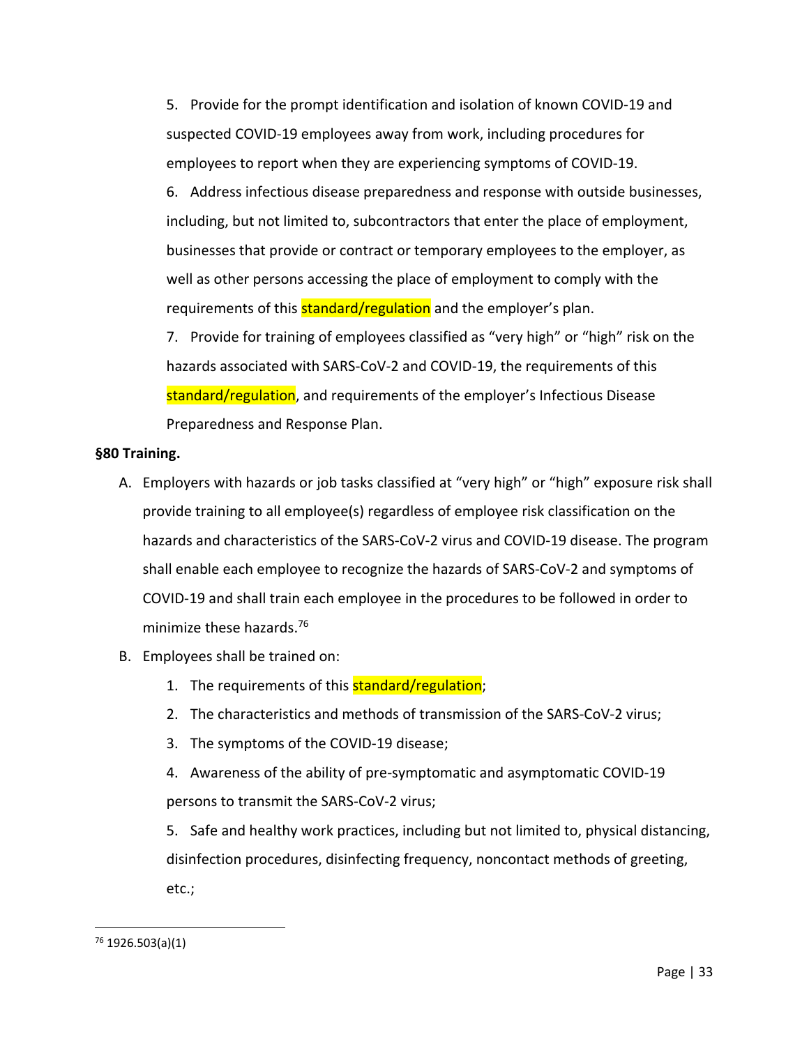5. Provide for the prompt identification and isolation of known COVID-19 and suspected COVID-19 employees away from work, including procedures for employees to report when they are experiencing symptoms of COVID-19.

6. Address infectious disease preparedness and response with outside businesses, including, but not limited to, subcontractors that enter the place of employment, businesses that provide or contract or temporary employees to the employer, as well as other persons accessing the place of employment to comply with the requirements of this standard/regulation and the employer's plan.

7. Provide for training of employees classified as "very high" or "high" risk on the hazards associated with SARS-CoV-2 and COVID-19, the requirements of this standard/regulation, and requirements of the employer's Infectious Disease Preparedness and Response Plan.

**§80 Training.**

A. Employers with hazards or job tasks classified at "very high" or "high" exposure risk shall provide training to all employee(s) regardless of employee risk classification on the hazards and characteristics of the SARS-CoV-2 virus and COVID-19 disease. The program shall enable each employee to recognize the hazards of SARS-CoV-2 and symptoms of COVID-19 and shall train each employee in the procedures to be followed in order to minimize these hazards.[76]

B. Employees shall be trained on:

   1. The requirements of this standard/regulation;

   2. The characteristics and methods of transmission of the SARS-CoV-2 virus;

   3. The symptoms of the COVID-19 disease;

   4. Awareness of the ability of pre-symptomatic and asymptomatic COVID-19 persons to transmit the SARS-CoV-2 virus;

   5. Safe and healthy work practices, including but not limited to, physical distancing, disinfection procedures, disinfecting frequency, noncontact methods of greeting, etc.;

[76] 1926.503(a)(1)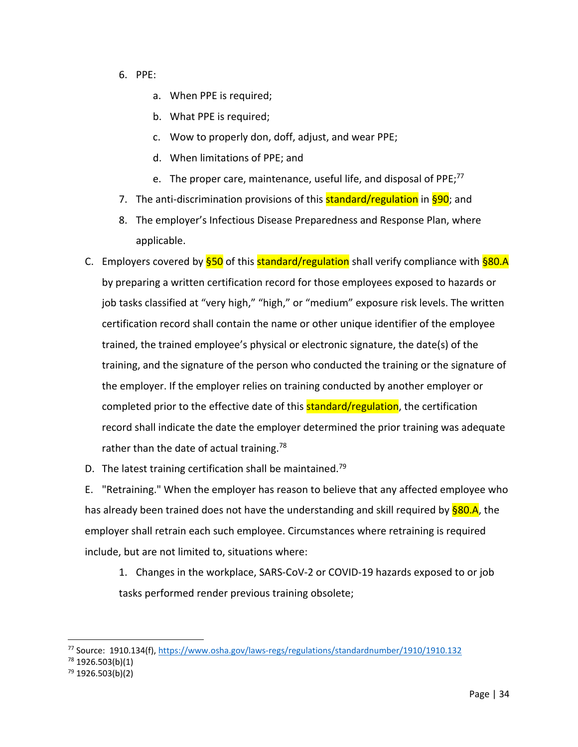6. PPE:

    a. When PPE is required;

    b. What PPE is required;

    c. Wow to properly don, doff, adjust, and wear PPE;

    d. When limitations of PPE; and

    e. The proper care, maintenance, useful life, and disposal of PPE;[77]

7. The anti-discrimination provisions of this standard/regulation in §90; and

8. The employer's Infectious Disease Preparedness and Response Plan, where applicable.

C. Employers covered by §50 of this standard/regulation shall verify compliance with §80.A by preparing a written certification record for those employees exposed to hazards or job tasks classified at "very high," "high," or "medium" exposure risk levels. The written certification record shall contain the name or other unique identifier of the employee trained, the trained employee's physical or electronic signature, the date(s) of the training, and the signature of the person who conducted the training or the signature of the employer. If the employer relies on training conducted by another employer or completed prior to the effective date of this standard/regulation, the certification record shall indicate the date the employer determined the prior training was adequate rather than the date of actual training.[78]

D. The latest training certification shall be maintained.[79]

E. "Retraining." When the employer has reason to believe that any affected employee who has already been trained does not have the understanding and skill required by §80.A, the employer shall retrain each such employee. Circumstances where retraining is required include, but are not limited to, situations where:

1. Changes in the workplace, SARS-CoV-2 or COVID-19 hazards exposed to or job tasks performed render previous training obsolete;

---

[77] Source: 1910.134(f), https://www.osha.gov/laws-regs/regulations/standardnumber/1910/1910.132

[78] 1926.503(b)(1)

[79] 1926.503(b)(2)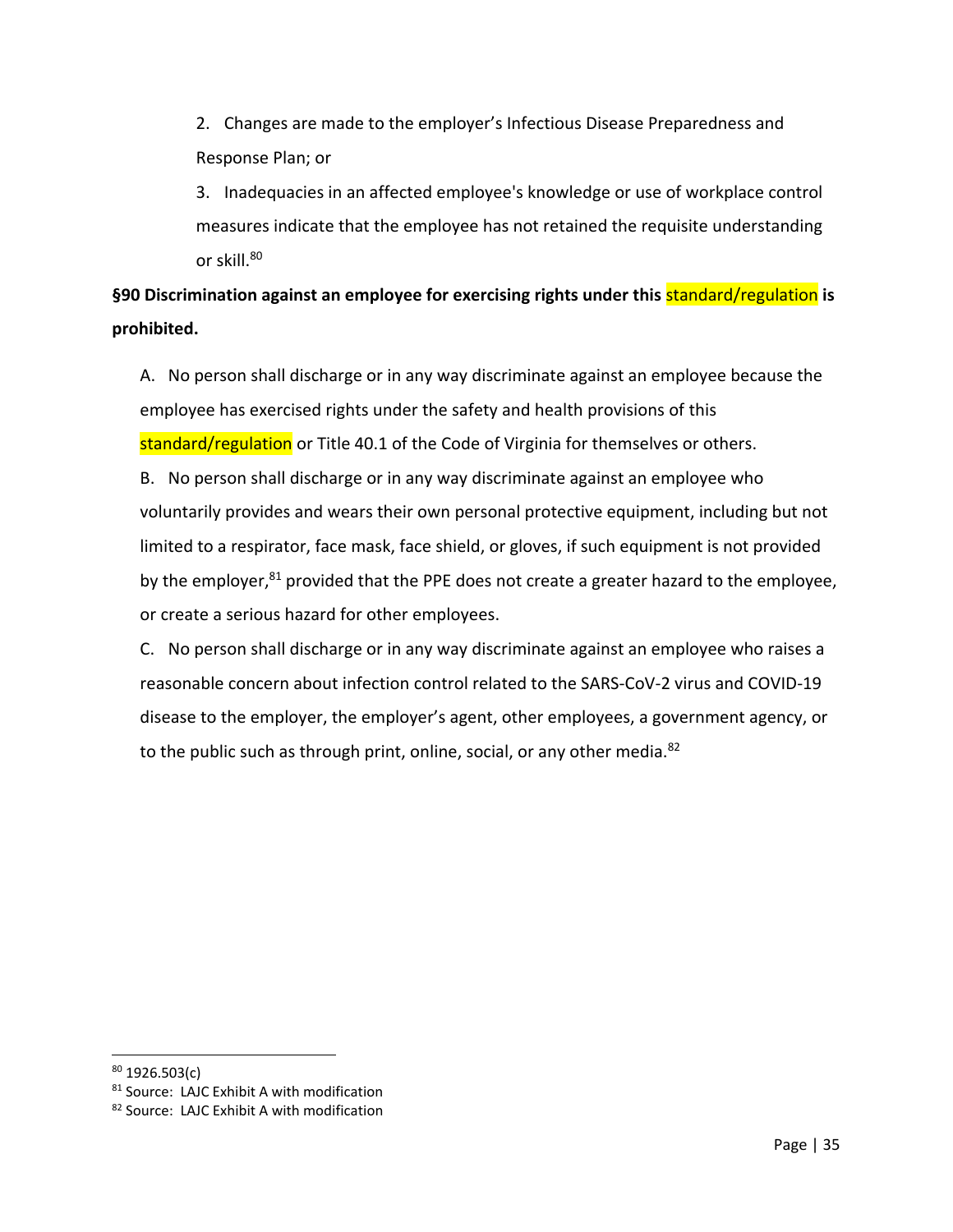2. Changes are made to the employer's Infectious Disease Preparedness and Response Plan; or

3. Inadequacies in an affected employee's knowledge or use of workplace control measures indicate that the employee has not retained the requisite understanding or skill.[80]

**§90 Discrimination against an employee for exercising rights under this standard/regulation is prohibited.**

A. No person shall discharge or in any way discriminate against an employee because the employee has exercised rights under the safety and health provisions of this standard/regulation or Title 40.1 of the Code of Virginia for themselves or others.

B. No person shall discharge or in any way discriminate against an employee who voluntarily provides and wears their own personal protective equipment, including but not limited to a respirator, face mask, face shield, or gloves, if such equipment is not provided by the employer,[81] provided that the PPE does not create a greater hazard to the employee, or create a serious hazard for other employees.

C. No person shall discharge or in any way discriminate against an employee who raises a reasonable concern about infection control related to the SARS-CoV-2 virus and COVID-19 disease to the employer, the employer's agent, other employees, a government agency, or to the public such as through print, online, social, or any other media.[82]

---

[80] 1926.503(c)

[81] Source: LAJC Exhibit A with modification

[82] Source: LAJC Exhibit A with modification